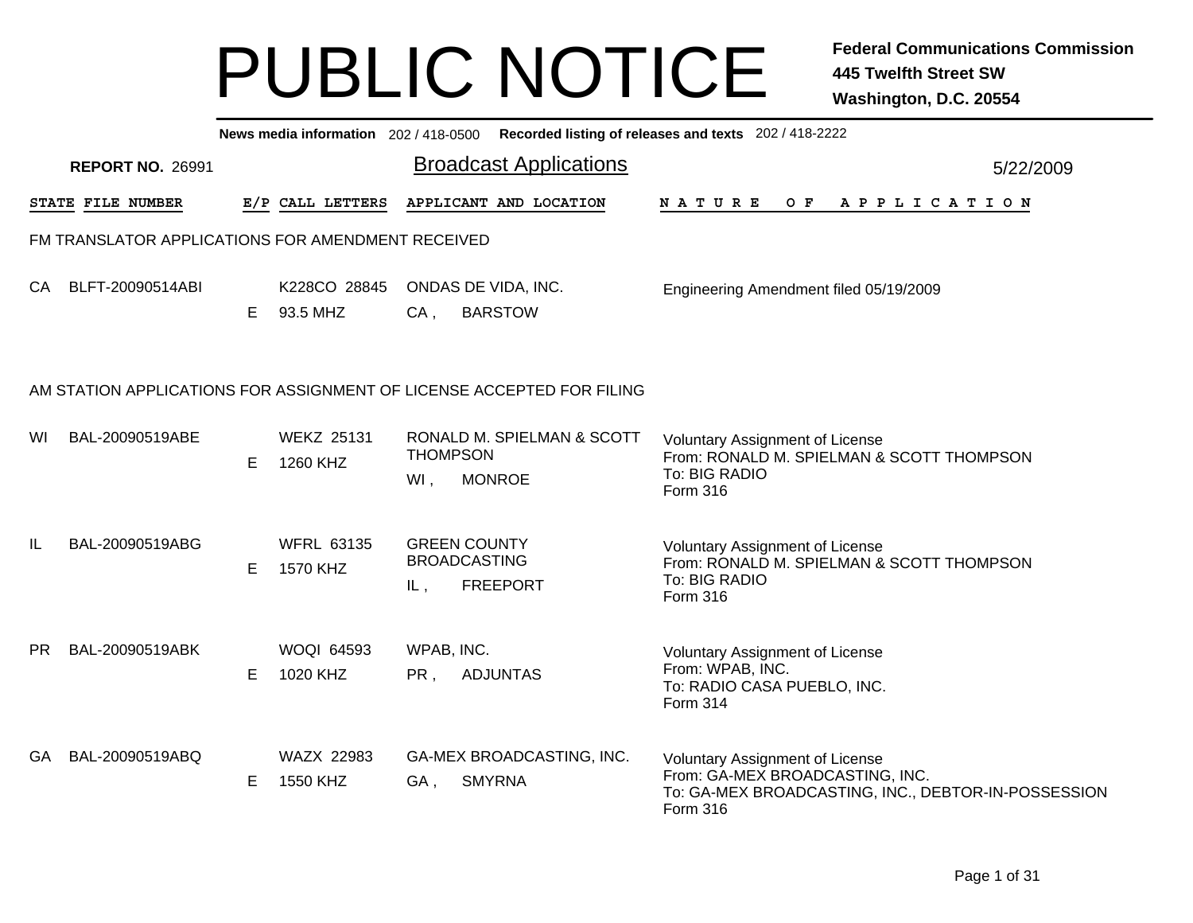# PUBLIC NOTICE

**Federal Communications Commission**
**445 Twelfth Street SW**
**Washington, D.C. 20554**

**News media information** 202 / 418-0500 **Recorded listing of releases and texts** 202 / 418-2222

**REPORT NO.** 26991

## Broadcast Applications

5/22/2009

| STATE | FILE NUMBER | E/P | CALL LETTERS | APPLICANT AND LOCATION | NATURE OF APPLICATION |
|---|---|---|---|---|---|
| **FM TRANSLATOR APPLICATIONS FOR AMENDMENT RECEIVED** | | | | | |
| CA | BLFT-20090514ABI | E | K228CO 28845<br>93.5 MHZ | ONDAS DE VIDA, INC.<br>CA , BARSTOW | Engineering Amendment filed 05/19/2009 |
| **AM STATION APPLICATIONS FOR ASSIGNMENT OF LICENSE ACCEPTED FOR FILING** | | | | | |
| WI | BAL-20090519ABE | E | WEKZ 25131<br>1260 KHZ | RONALD M. SPIELMAN & SCOTT THOMPSON<br>WI , MONROE | Voluntary Assignment of License<br>From: RONALD M. SPIELMAN & SCOTT THOMPSON<br>To: BIG RADIO<br>Form 316 |
| IL | BAL-20090519ABG | E | WFRL 63135<br>1570 KHZ | GREEN COUNTY BROADCASTING<br>IL , FREEPORT | Voluntary Assignment of License<br>From: RONALD M. SPIELMAN & SCOTT THOMPSON<br>To: BIG RADIO<br>Form 316 |
| PR | BAL-20090519ABK | E | WOQI 64593<br>1020 KHZ | WPAB, INC.<br>PR , ADJUNTAS | Voluntary Assignment of License<br>From: WPAB, INC.<br>To: RADIO CASA PUEBLO, INC.<br>Form 314 |
| GA | BAL-20090519ABQ | E | WAZX 22983<br>1550 KHZ | GA-MEX BROADCASTING, INC.<br>GA , SMYRNA | Voluntary Assignment of License<br>From: GA-MEX BROADCASTING, INC.<br>To: GA-MEX BROADCASTING, INC., DEBTOR-IN-POSSESSION<br>Form 316 |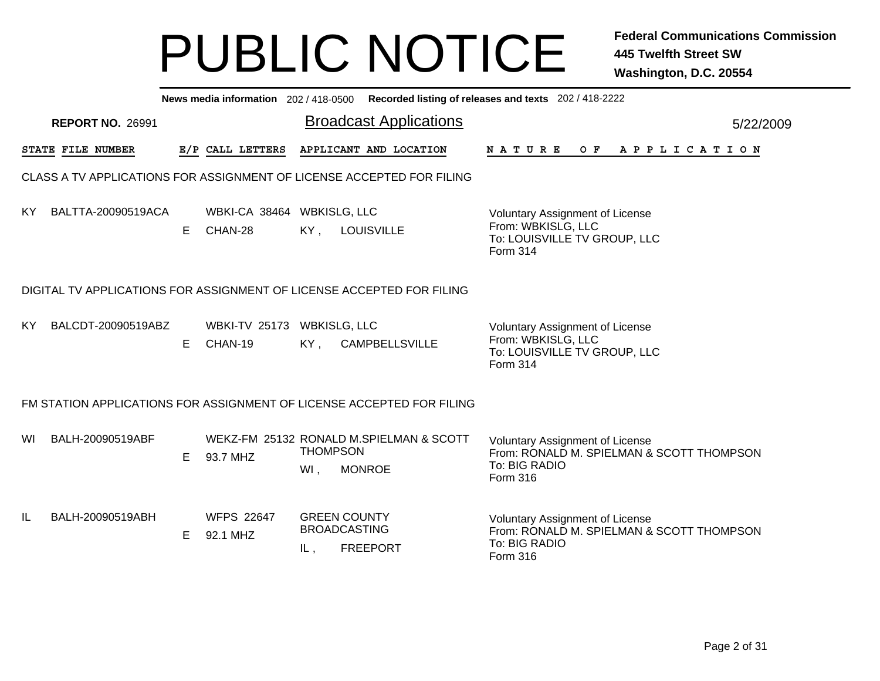# PUBLIC NOTICE

**Federal Communications Commission**
**445 Twelfth Street SW**
**Washington, D.C. 20554**

**News media information** 202 / 418-0500 **Recorded listing of releases and texts** 202 / 418-2222

**REPORT NO.** 26991

## Broadcast Applications

5/22/2009

| STATE | FILE NUMBER | E/P | CALL LETTERS | APPLICANT AND LOCATION | NATURE OF APPLICATION |
|---|---|---|---|---|---|

### CLASS A TV APPLICATIONS FOR ASSIGNMENT OF LICENSE ACCEPTED FOR FILING

| STATE | FILE NUMBER | E/P | CALL LETTERS | APPLICANT AND LOCATION | NATURE OF APPLICATION |
|---|---|---|---|---|---|
| KY | BALTTA-20090519ACA | E | WBKI-CA 38464 CHAN-28 | WBKISLG, LLC KY , LOUISVILLE | Voluntary Assignment of License From: WBKISLG, LLC To: LOUISVILLE TV GROUP, LLC Form 314 |

### DIGITAL TV APPLICATIONS FOR ASSIGNMENT OF LICENSE ACCEPTED FOR FILING

| STATE | FILE NUMBER | E/P | CALL LETTERS | APPLICANT AND LOCATION | NATURE OF APPLICATION |
|---|---|---|---|---|---|
| KY | BALCDT-20090519ABZ | E | WBKI-TV 25173 CHAN-19 | WBKISLG, LLC KY , CAMPBELLSVILLE | Voluntary Assignment of License From: WBKISLG, LLC To: LOUISVILLE TV GROUP, LLC Form 314 |

### FM STATION APPLICATIONS FOR ASSIGNMENT OF LICENSE ACCEPTED FOR FILING

| STATE | FILE NUMBER | E/P | CALL LETTERS | APPLICANT AND LOCATION | NATURE OF APPLICATION |
|---|---|---|---|---|---|
| WI | BALH-20090519ABF | E | WEKZ-FM 25132 93.7 MHZ | RONALD M.SPIELMAN & SCOTT THOMPSON WI , MONROE | Voluntary Assignment of License From: RONALD M. SPIELMAN & SCOTT THOMPSON To: BIG RADIO Form 316 |
| IL | BALH-20090519ABH | E | WFPS 22647 92.1 MHZ | GREEN COUNTY BROADCASTING IL , FREEPORT | Voluntary Assignment of License From: RONALD M. SPIELMAN & SCOTT THOMPSON To: BIG RADIO Form 316 |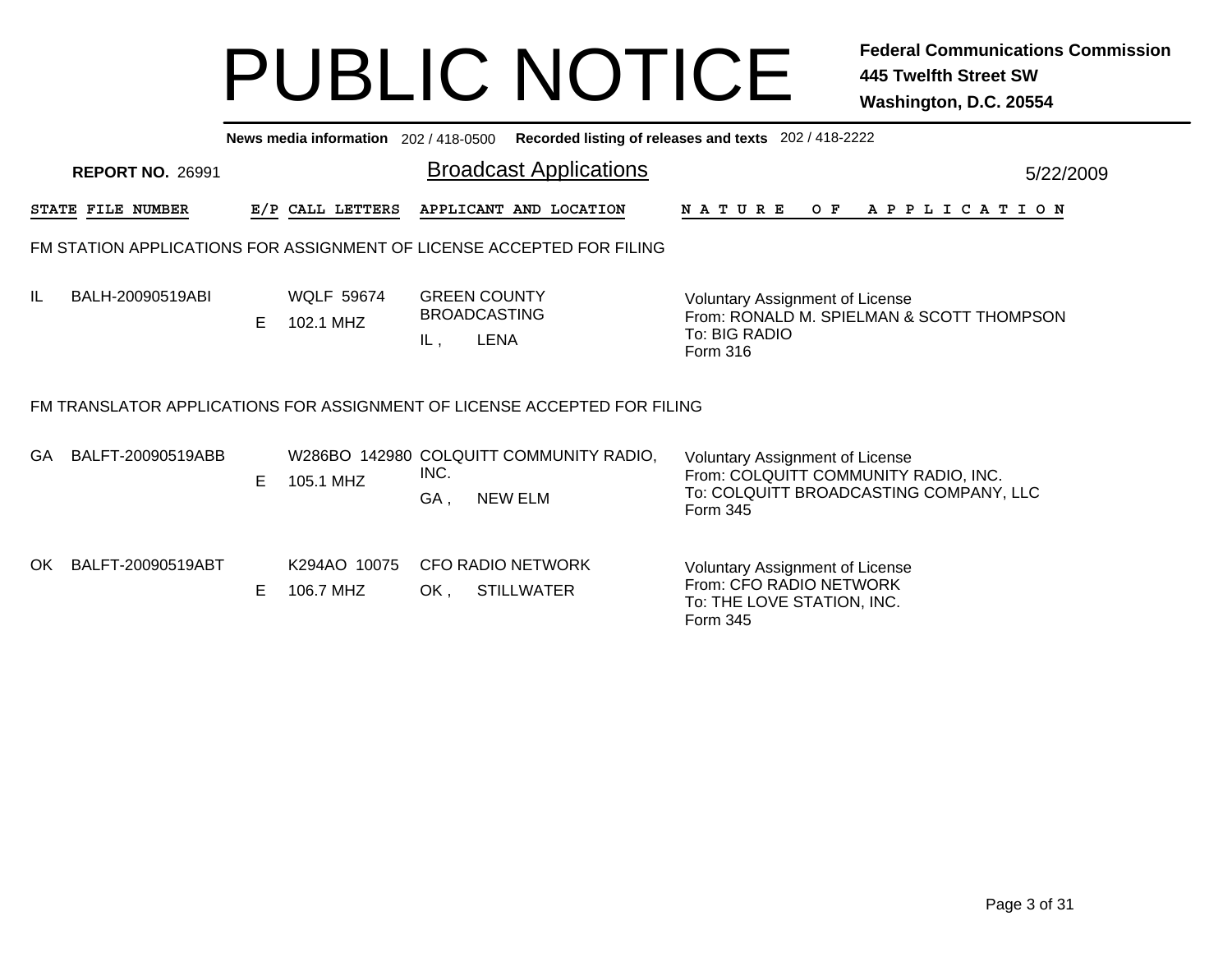# PUBLIC NOTICE

**Federal Communications Commission**
**445 Twelfth Street SW**
**Washington, D.C. 20554**

**News media information** 202 / 418-0500 **Recorded listing of releases and texts** 202 / 418-2222

**REPORT NO.** 26991

## Broadcast Applications

5/22/2009

### FM STATION APPLICATIONS FOR ASSIGNMENT OF LICENSE ACCEPTED FOR FILING

| STATE | FILE NUMBER | E/P | CALL LETTERS | APPLICANT AND LOCATION | NATURE OF APPLICATION |
|---|---|---|---|---|---|
| IL | BALH-20090519ABI | E | WQLF 59674<br>102.1 MHZ | GREEN COUNTY BROADCASTING<br>IL , LENA | Voluntary Assignment of License<br>From: RONALD M. SPIELMAN & SCOTT THOMPSON<br>To: BIG RADIO<br>Form 316 |

### FM TRANSLATOR APPLICATIONS FOR ASSIGNMENT OF LICENSE ACCEPTED FOR FILING

| STATE | FILE NUMBER | E/P | CALL LETTERS | APPLICANT AND LOCATION | NATURE OF APPLICATION |
|---|---|---|---|---|---|
| GA | BALFT-20090519ABB | E | W286BO 142980<br>105.1 MHZ | COLQUITT COMMUNITY RADIO, INC.<br>GA , NEW ELM | Voluntary Assignment of License<br>From: COLQUITT COMMUNITY RADIO, INC.<br>To: COLQUITT BROADCASTING COMPANY, LLC<br>Form 345 |
| OK | BALFT-20090519ABT | E | K294AO 10075<br>106.7 MHZ | CFO RADIO NETWORK<br>OK , STILLWATER | Voluntary Assignment of License<br>From: CFO RADIO NETWORK<br>To: THE LOVE STATION, INC.<br>Form 345 |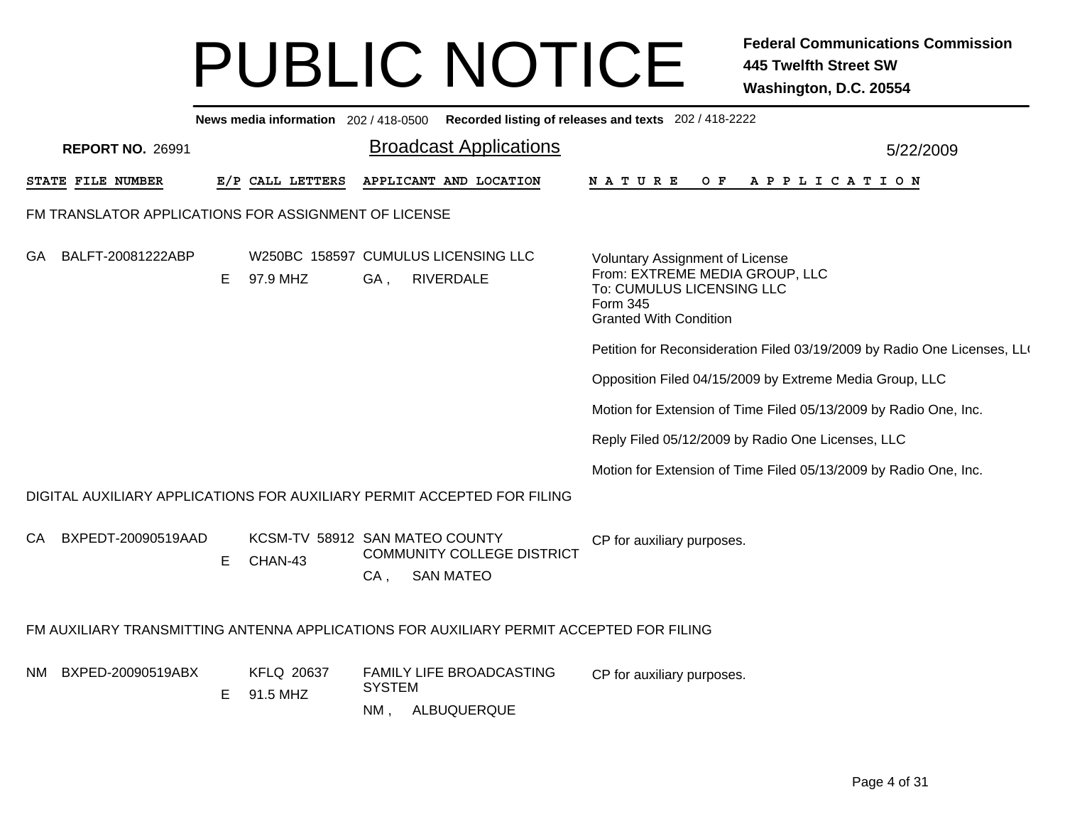# PUBLIC NOTICE

**Federal Communications Commission**
**445 Twelfth Street SW**
**Washington, D.C. 20554**

**News media information** 202 / 418-0500 **Recorded listing of releases and texts** 202 / 418-2222

**REPORT NO.** 26991

## Broadcast Applications

5/22/2009

| STATE | FILE NUMBER | E/P | CALL LETTERS | APPLICANT AND LOCATION | NATURE OF APPLICATION |
|---|---|---|---|---|---|

### FM TRANSLATOR APPLICATIONS FOR ASSIGNMENT OF LICENSE

| STATE | FILE NUMBER | E/P | CALL LETTERS | APPLICANT AND LOCATION | NATURE OF APPLICATION |
|---|---|---|---|---|---|
| GA | BALFT-20081222ABP | E | W250BC 158597<br>97.9 MHZ | CUMULUS LICENSING LLC<br>GA , RIVERDALE | Voluntary Assignment of License<br>From: EXTREME MEDIA GROUP, LLC<br>To: CUMULUS LICENSING LLC<br>Form 345<br>Granted With Condition<br><br>Petition for Reconsideration Filed 03/19/2009 by Radio One Licenses, LL(<br><br>Opposition Filed 04/15/2009 by Extreme Media Group, LLC<br><br>Motion for Extension of Time Filed 05/13/2009 by Radio One, Inc.<br><br>Reply Filed 05/12/2009 by Radio One Licenses, LLC<br><br>Motion for Extension of Time Filed 05/13/2009 by Radio One, Inc. |

### DIGITAL AUXILIARY APPLICATIONS FOR AUXILIARY PERMIT ACCEPTED FOR FILING

| STATE | FILE NUMBER | E/P | CALL LETTERS | APPLICANT AND LOCATION | NATURE OF APPLICATION |
|---|---|---|---|---|---|
| CA | BXPEDT-20090519AAD | E | KCSM-TV 58912<br>CHAN-43 | SAN MATEO COUNTY COMMUNITY COLLEGE DISTRICT<br>CA , SAN MATEO | CP for auxiliary purposes. |

### FM AUXILIARY TRANSMITTING ANTENNA APPLICATIONS FOR AUXILIARY PERMIT ACCEPTED FOR FILING

| STATE | FILE NUMBER | E/P | CALL LETTERS | APPLICANT AND LOCATION | NATURE OF APPLICATION |
|---|---|---|---|---|---|
| NM | BXPED-20090519ABX | E | KFLQ 20637<br>91.5 MHZ | FAMILY LIFE BROADCASTING SYSTEM<br>NM , ALBUQUERQUE | CP for auxiliary purposes. |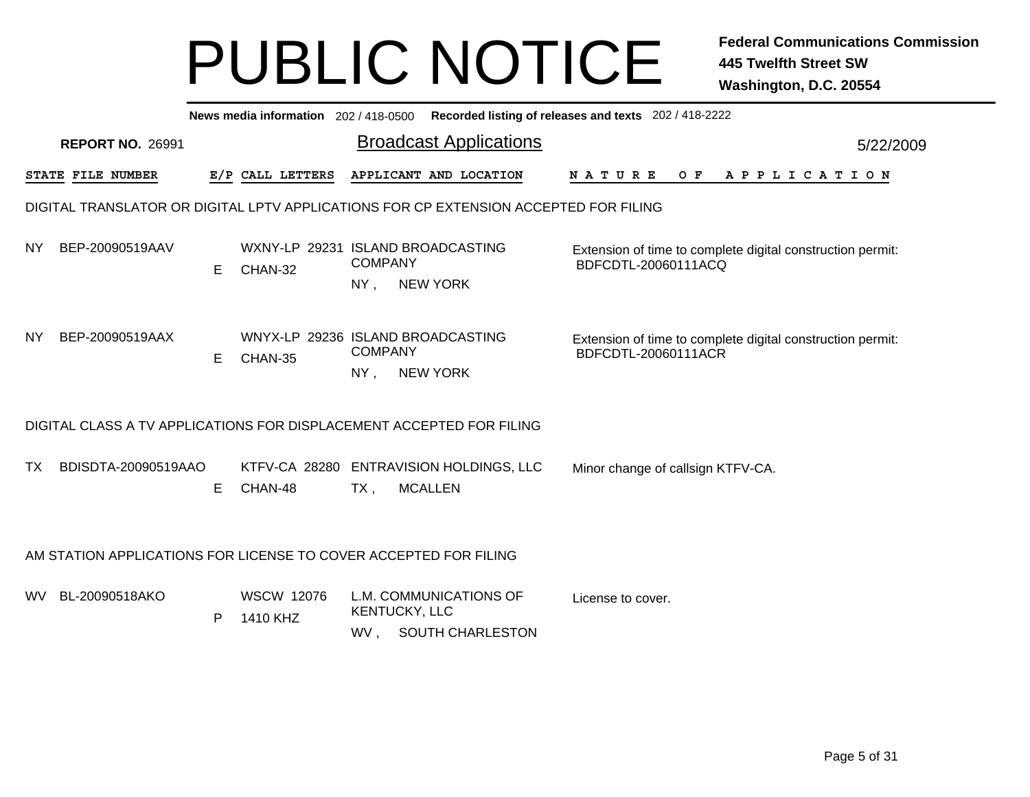# PUBLIC NOTICE

**Federal Communications Commission**
**445 Twelfth Street SW**
**Washington, D.C. 20554**

**News media information** 202 / 418-0500 **Recorded listing of releases and texts** 202 / 418-2222

**REPORT NO.** 26991

## Broadcast Applications

5/22/2009

| STATE | FILE NUMBER | E/P | CALL LETTERS | APPLICANT AND LOCATION | NATURE OF APPLICATION |
|---|---|---|---|---|---|

### DIGITAL TRANSLATOR OR DIGITAL LPTV APPLICATIONS FOR CP EXTENSION ACCEPTED FOR FILING

| STATE | FILE NUMBER | E/P | CALL LETTERS | APPLICANT AND LOCATION | NATURE OF APPLICATION |
|---|---|---|---|---|---|
| NY | BEP-20090519AAV | E | WXNY-LP 29231 CHAN-32 | ISLAND BROADCASTING COMPANY NY , NEW YORK | Extension of time to complete digital construction permit: BDFCDTL-20060111ACQ |
| NY | BEP-20090519AAX | E | WNYX-LP 29236 CHAN-35 | ISLAND BROADCASTING COMPANY NY , NEW YORK | Extension of time to complete digital construction permit: BDFCDTL-20060111ACR |

### DIGITAL CLASS A TV APPLICATIONS FOR DISPLACEMENT ACCEPTED FOR FILING

| STATE | FILE NUMBER | E/P | CALL LETTERS | APPLICANT AND LOCATION | NATURE OF APPLICATION |
|---|---|---|---|---|---|
| TX | BDISDTA-20090519AAO | E | KTFV-CA 28280 CHAN-48 | ENTRAVISION HOLDINGS, LLC TX , MCALLEN | Minor change of callsign KTFV-CA. |

### AM STATION APPLICATIONS FOR LICENSE TO COVER ACCEPTED FOR FILING

| STATE | FILE NUMBER | E/P | CALL LETTERS | APPLICANT AND LOCATION | NATURE OF APPLICATION |
|---|---|---|---|---|---|
| WV | BL-20090518AKO | P | WSCW 12076 1410 KHZ | L.M. COMMUNICATIONS OF KENTUCKY, LLC WV , SOUTH CHARLESTON | License to cover. |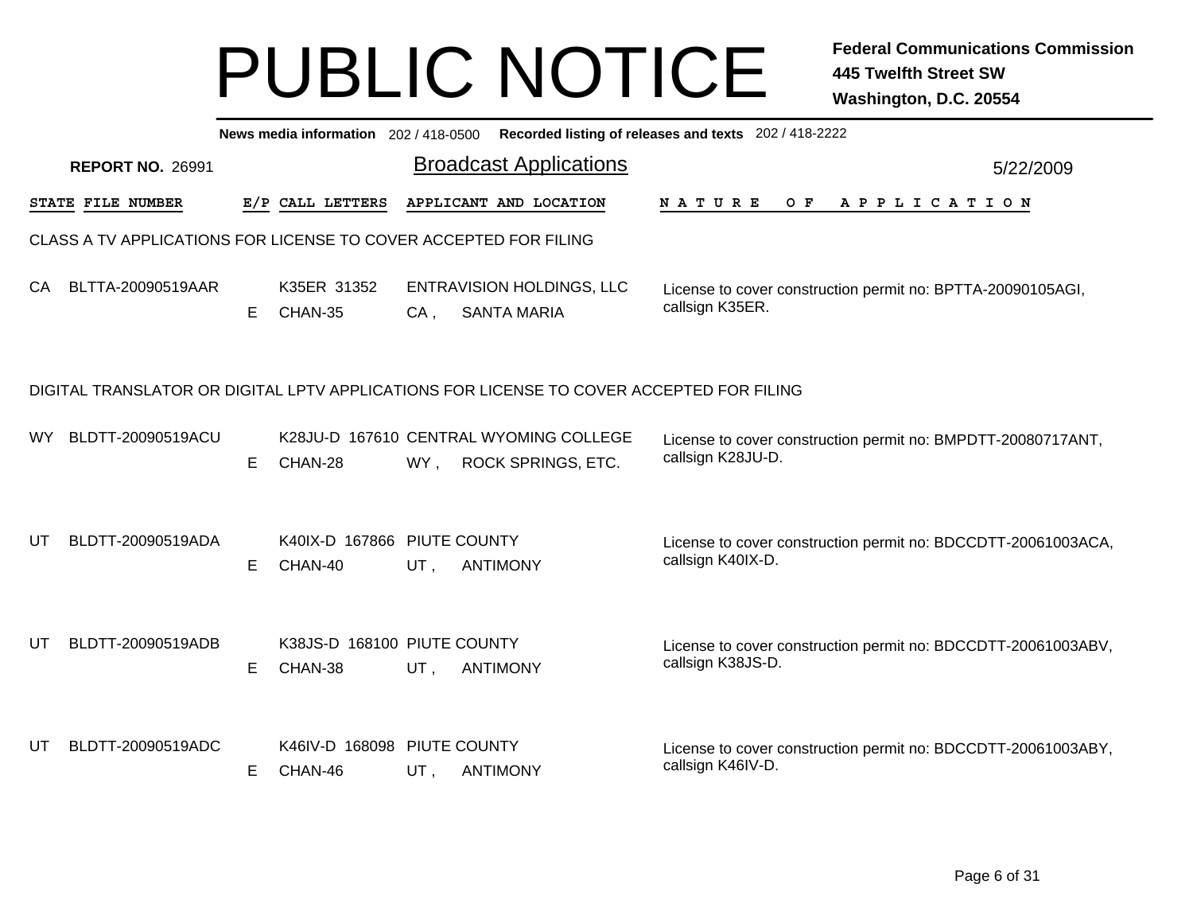# PUBLIC NOTICE

**Federal Communications Commission**
**445 Twelfth Street SW**
**Washington, D.C. 20554**

**News media information** 202 / 418-0500 **Recorded listing of releases and texts** 202 / 418-2222

**REPORT NO.** 26991

## Broadcast Applications

5/22/2009

### CLASS A TV APPLICATIONS FOR LICENSE TO COVER ACCEPTED FOR FILING

| STATE | FILE NUMBER | E/P | CALL LETTERS | APPLICANT AND LOCATION | NATURE OF APPLICATION |
|---|---|---|---|---|---|
| CA | BLTTA-20090519AAR | E | K35ER 31352 CHAN-35 | ENTRAVISION HOLDINGS, LLC CA , SANTA MARIA | License to cover construction permit no: BPTTA-20090105AGI, callsign K35ER. |

### DIGITAL TRANSLATOR OR DIGITAL LPTV APPLICATIONS FOR LICENSE TO COVER ACCEPTED FOR FILING

| STATE | FILE NUMBER | E/P | CALL LETTERS | APPLICANT AND LOCATION | NATURE OF APPLICATION |
|---|---|---|---|---|---|
| WY | BLDTT-20090519ACU | E | K28JU-D 167610 CHAN-28 | CENTRAL WYOMING COLLEGE WY , ROCK SPRINGS, ETC. | License to cover construction permit no: BMPDTT-20080717ANT, callsign K28JU-D. |
| UT | BLDTT-20090519ADA | E | K40IX-D 167866 CHAN-40 | PIUTE COUNTY UT , ANTIMONY | License to cover construction permit no: BDCCDTT-20061003ACA, callsign K40IX-D. |
| UT | BLDTT-20090519ADB | E | K38JS-D 168100 CHAN-38 | PIUTE COUNTY UT , ANTIMONY | License to cover construction permit no: BDCCDTT-20061003ABV, callsign K38JS-D. |
| UT | BLDTT-20090519ADC | E | K46IV-D 168098 CHAN-46 | PIUTE COUNTY UT , ANTIMONY | License to cover construction permit no: BDCCDTT-20061003ABY, callsign K46IV-D. |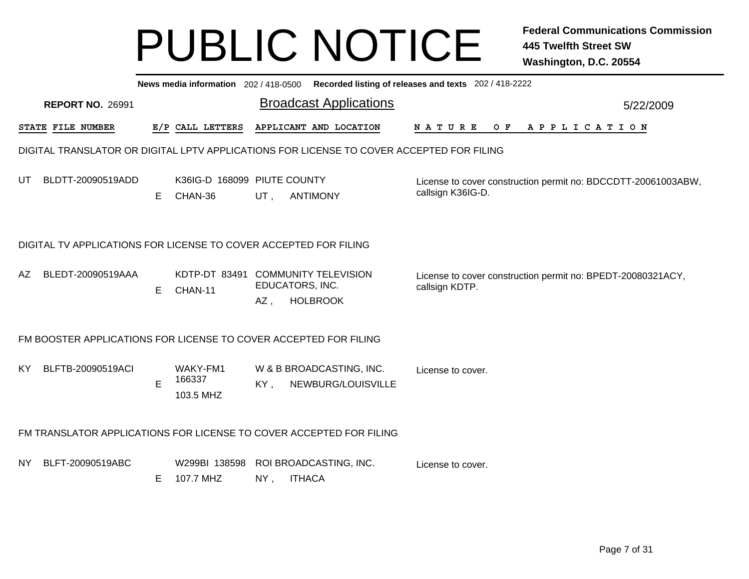# PUBLIC NOTICE

**Federal Communications Commission**
**445 Twelfth Street SW**
**Washington, D.C. 20554**

**News media information** 202 / 418-0500 **Recorded listing of releases and texts** 202 / 418-2222

**REPORT NO.** 26991

## Broadcast Applications

5/22/2009

### DIGITAL TRANSLATOR OR DIGITAL LPTV APPLICATIONS FOR LICENSE TO COVER ACCEPTED FOR FILING

| STATE | FILE NUMBER | E/P | CALL LETTERS | APPLICANT AND LOCATION | NATURE OF APPLICATION |
|---|---|---|---|---|---|
| UT | BLDTT-20090519ADD | E | K36IG-D 168099 CHAN-36 | PIUTE COUNTY UT , ANTIMONY | License to cover construction permit no: BDCCDTT-20061003ABW, callsign K36IG-D. |

### DIGITAL TV APPLICATIONS FOR LICENSE TO COVER ACCEPTED FOR FILING

| STATE | FILE NUMBER | E/P | CALL LETTERS | APPLICANT AND LOCATION | NATURE OF APPLICATION |
|---|---|---|---|---|---|
| AZ | BLEDT-20090519AAA | E | KDTP-DT 83491 CHAN-11 | COMMUNITY TELEVISION EDUCATORS, INC. AZ , HOLBROOK | License to cover construction permit no: BPEDT-20080321ACY, callsign KDTP. |

### FM BOOSTER APPLICATIONS FOR LICENSE TO COVER ACCEPTED FOR FILING

| STATE | FILE NUMBER | E/P | CALL LETTERS | APPLICANT AND LOCATION | NATURE OF APPLICATION |
|---|---|---|---|---|---|
| KY | BLFTB-20090519ACI | E | WAKY-FM1 166337 103.5 MHZ | W & B BROADCASTING, INC. KY , NEWBURG/LOUISVILLE | License to cover. |

### FM TRANSLATOR APPLICATIONS FOR LICENSE TO COVER ACCEPTED FOR FILING

| STATE | FILE NUMBER | E/P | CALL LETTERS | APPLICANT AND LOCATION | NATURE OF APPLICATION |
|---|---|---|---|---|---|
| NY | BLFT-20090519ABC | E | W299BI 138598 107.7 MHZ | ROI BROADCASTING, INC. NY , ITHACA | License to cover. |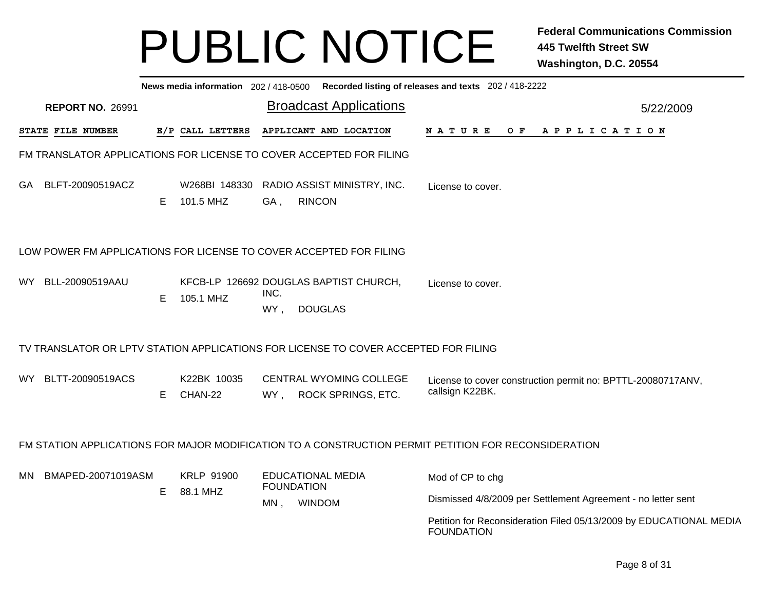# PUBLIC NOTICE

**Federal Communications Commission**
**445 Twelfth Street SW**
**Washington, D.C. 20554**

**News media information** 202 / 418-0500 **Recorded listing of releases and texts** 202 / 418-2222

**REPORT NO.** 26991

## Broadcast Applications

5/22/2009

| STATE | FILE NUMBER | E/P | CALL LETTERS | APPLICANT AND LOCATION | NATURE OF APPLICATION |
|---|---|---|---|---|---|

### FM TRANSLATOR APPLICATIONS FOR LICENSE TO COVER ACCEPTED FOR FILING

| STATE | FILE NUMBER | E/P | CALL LETTERS | APPLICANT AND LOCATION | NATURE OF APPLICATION |
|---|---|---|---|---|---|
| GA | BLFT-20090519ACZ | E | W268BI 148330<br>101.5 MHZ | RADIO ASSIST MINISTRY, INC.<br>GA , RINCON | License to cover. |

### LOW POWER FM APPLICATIONS FOR LICENSE TO COVER ACCEPTED FOR FILING

| STATE | FILE NUMBER | E/P | CALL LETTERS | APPLICANT AND LOCATION | NATURE OF APPLICATION |
|---|---|---|---|---|---|
| WY | BLL-20090519AAU | E | KFCB-LP 126692<br>105.1 MHZ | DOUGLAS BAPTIST CHURCH, INC.<br>WY , DOUGLAS | License to cover. |

### TV TRANSLATOR OR LPTV STATION APPLICATIONS FOR LICENSE TO COVER ACCEPTED FOR FILING

| STATE | FILE NUMBER | E/P | CALL LETTERS | APPLICANT AND LOCATION | NATURE OF APPLICATION |
|---|---|---|---|---|---|
| WY | BLTT-20090519ACS | E | K22BK 10035<br>CHAN-22 | CENTRAL WYOMING COLLEGE<br>WY , ROCK SPRINGS, ETC. | License to cover construction permit no: BPTTL-20080717ANV, callsign K22BK. |

### FM STATION APPLICATIONS FOR MAJOR MODIFICATION TO A CONSTRUCTION PERMIT PETITION FOR RECONSIDERATION

| STATE | FILE NUMBER | E/P | CALL LETTERS | APPLICANT AND LOCATION | NATURE OF APPLICATION |
|---|---|---|---|---|---|
| MN | BMAPED-20071019ASM | E | KRLP 91900<br>88.1 MHZ | EDUCATIONAL MEDIA FOUNDATION<br>MN , WINDOM | Mod of CP to chg<br><br>Dismissed 4/8/2009 per Settlement Agreement - no letter sent<br><br>Petition for Reconsideration Filed 05/13/2009 by EDUCATIONAL MEDIA FOUNDATION |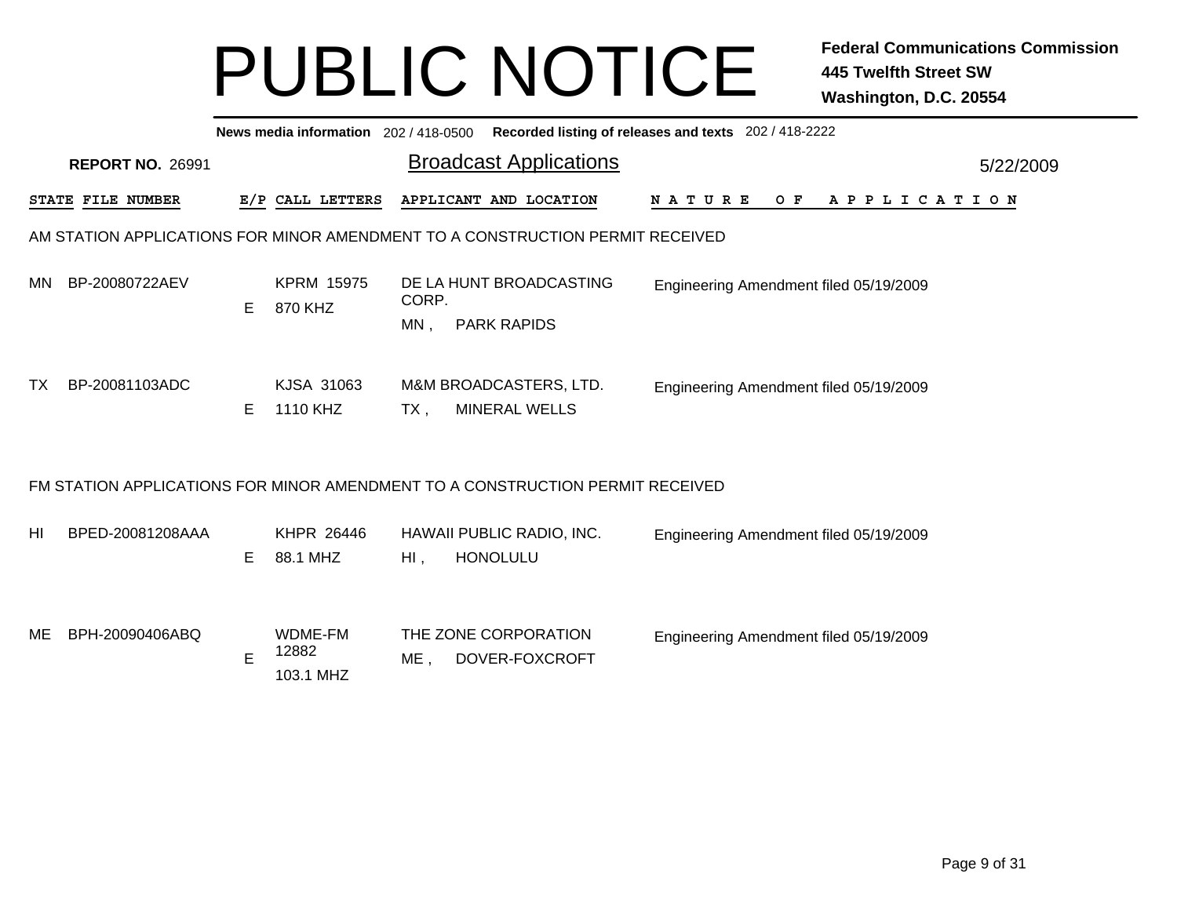# PUBLIC NOTICE

**Federal Communications Commission**
**445 Twelfth Street SW**
**Washington, D.C. 20554**

**News media information** 202 / 418-0500 **Recorded listing of releases and texts** 202 / 418-2222

**REPORT NO.** 26991

## Broadcast Applications

5/22/2009

| STATE | FILE NUMBER | E/P | CALL LETTERS | APPLICANT AND LOCATION | NATURE OF APPLICATION |
|---|---|---|---|---|---|

### AM STATION APPLICATIONS FOR MINOR AMENDMENT TO A CONSTRUCTION PERMIT RECEIVED

| STATE | FILE NUMBER | E/P | CALL LETTERS | APPLICANT AND LOCATION | NATURE OF APPLICATION |
|---|---|---|---|---|---|
| MN | BP-20080722AEV | E | KPRM 15975<br>870 KHZ | DE LA HUNT BROADCASTING CORP.<br>MN , PARK RAPIDS | Engineering Amendment filed 05/19/2009 |
| TX | BP-20081103ADC | E | KJSA 31063<br>1110 KHZ | M&M BROADCASTERS, LTD.<br>TX , MINERAL WELLS | Engineering Amendment filed 05/19/2009 |

### FM STATION APPLICATIONS FOR MINOR AMENDMENT TO A CONSTRUCTION PERMIT RECEIVED

| STATE | FILE NUMBER | E/P | CALL LETTERS | APPLICANT AND LOCATION | NATURE OF APPLICATION |
|---|---|---|---|---|---|
| HI | BPED-20081208AAA | E | KHPR 26446<br>88.1 MHZ | HAWAII PUBLIC RADIO, INC.<br>HI , HONOLULU | Engineering Amendment filed 05/19/2009 |
| ME | BPH-20090406ABQ | E | WDME-FM 12882<br>103.1 MHZ | THE ZONE CORPORATION<br>ME , DOVER-FOXCROFT | Engineering Amendment filed 05/19/2009 |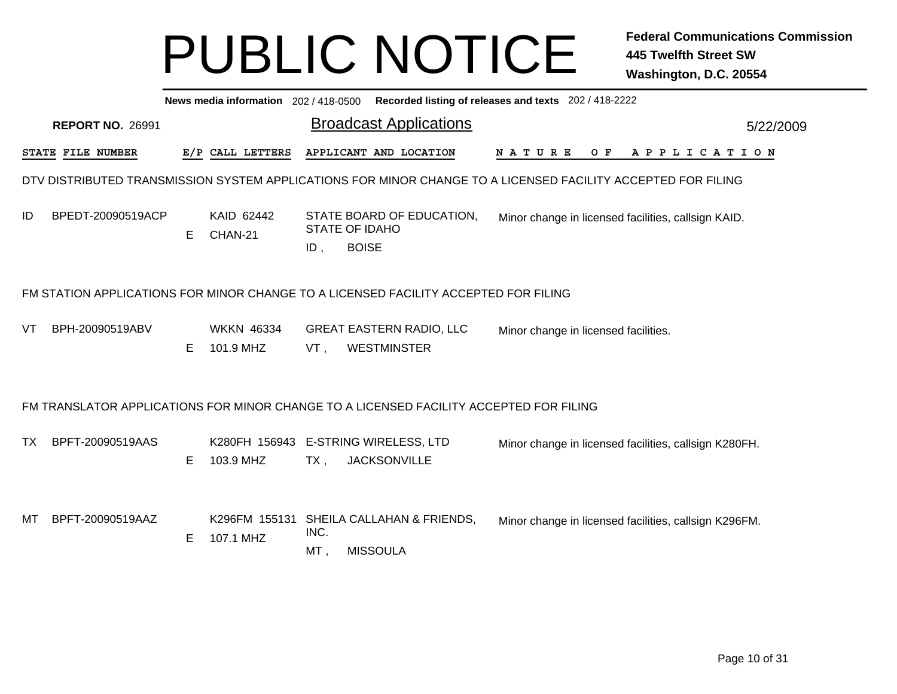# PUBLIC NOTICE

**Federal Communications Commission**
**445 Twelfth Street SW**
**Washington, D.C. 20554**

**News media information** 202 / 418-0500 **Recorded listing of releases and texts** 202 / 418-2222

**REPORT NO.** 26991

## Broadcast Applications

5/22/2009

| STATE | FILE NUMBER | E/P | CALL LETTERS | APPLICANT AND LOCATION | NATURE OF APPLICATION |
|---|---|---|---|---|---|

### DTV DISTRIBUTED TRANSMISSION SYSTEM APPLICATIONS FOR MINOR CHANGE TO A LICENSED FACILITY ACCEPTED FOR FILING

| STATE | FILE NUMBER | E/P | CALL LETTERS | APPLICANT AND LOCATION | NATURE OF APPLICATION |
|---|---|---|---|---|---|
| ID | BPEDT-20090519ACP | E | KAID 62442 CHAN-21 | STATE BOARD OF EDUCATION, STATE OF IDAHO ID , BOISE | Minor change in licensed facilities, callsign KAID. |

### FM STATION APPLICATIONS FOR MINOR CHANGE TO A LICENSED FACILITY ACCEPTED FOR FILING

| STATE | FILE NUMBER | E/P | CALL LETTERS | APPLICANT AND LOCATION | NATURE OF APPLICATION |
|---|---|---|---|---|---|
| VT | BPH-20090519ABV | E | WKKN 46334 101.9 MHZ | GREAT EASTERN RADIO, LLC VT , WESTMINSTER | Minor change in licensed facilities. |

### FM TRANSLATOR APPLICATIONS FOR MINOR CHANGE TO A LICENSED FACILITY ACCEPTED FOR FILING

| STATE | FILE NUMBER | E/P | CALL LETTERS | APPLICANT AND LOCATION | NATURE OF APPLICATION |
|---|---|---|---|---|---|
| TX | BPFT-20090519AAS | E | K280FH 156943 103.9 MHZ | E-STRING WIRELESS, LTD TX , JACKSONVILLE | Minor change in licensed facilities, callsign K280FH. |
| MT | BPFT-20090519AAZ | E | K296FM 155131 107.1 MHZ | SHEILA CALLAHAN & FRIENDS, INC. MT , MISSOULA | Minor change in licensed facilities, callsign K296FM. |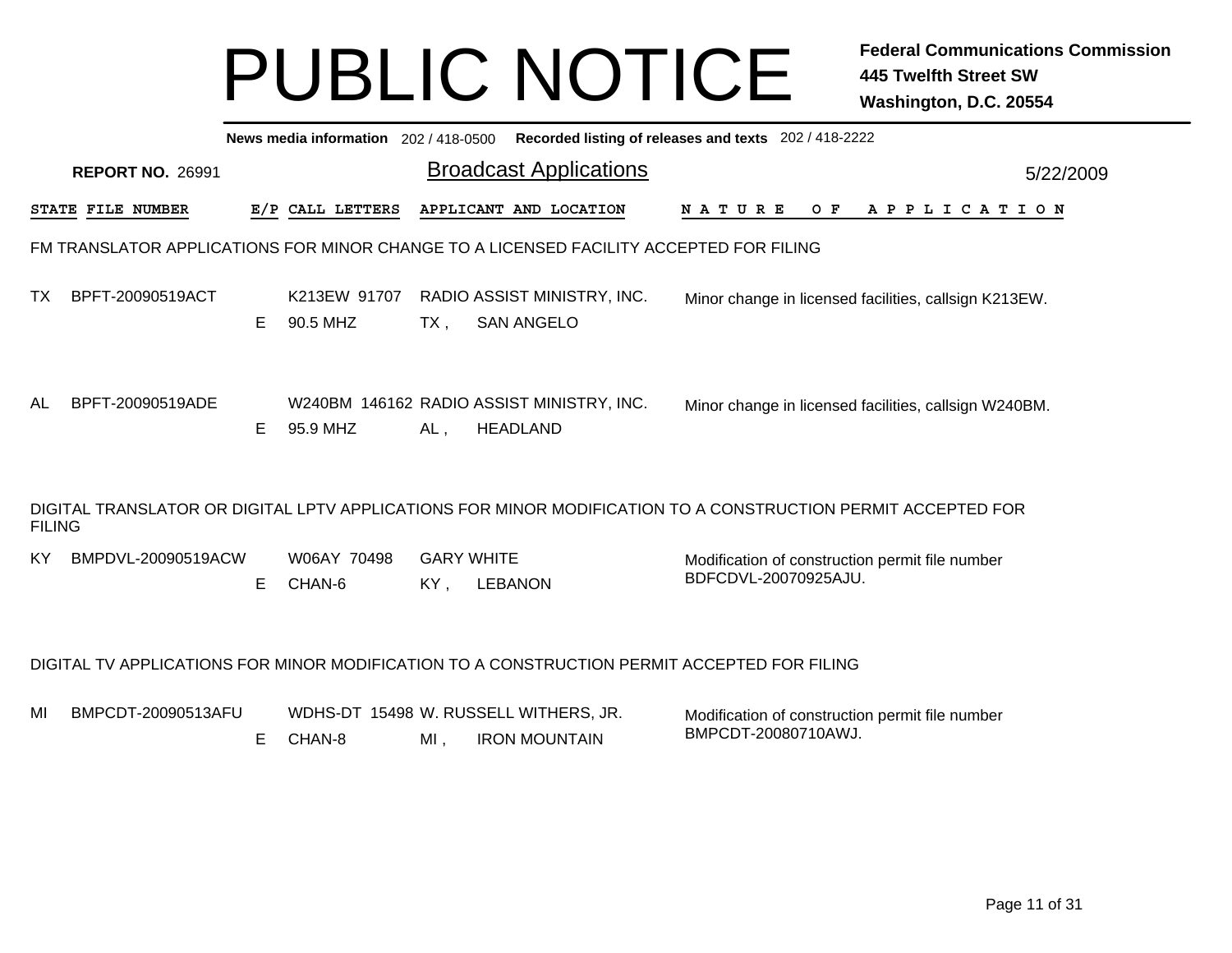# PUBLIC NOTICE

**Federal Communications Commission**
**445 Twelfth Street SW**
**Washington, D.C. 20554**

**News media information** 202 / 418-0500 **Recorded listing of releases and texts** 202 / 418-2222

**REPORT NO.** 26991

## Broadcast Applications

5/22/2009

| STATE | FILE NUMBER | E/P | CALL LETTERS | APPLICANT AND LOCATION | NATURE OF APPLICATION |
|---|---|---|---|---|---|

### FM TRANSLATOR APPLICATIONS FOR MINOR CHANGE TO A LICENSED FACILITY ACCEPTED FOR FILING

| STATE | FILE NUMBER | E/P | CALL LETTERS | APPLICANT AND LOCATION | NATURE OF APPLICATION |
|---|---|---|---|---|---|
| TX | BPFT-20090519ACT | E | K213EW 91707 90.5 MHZ | RADIO ASSIST MINISTRY, INC. TX , SAN ANGELO | Minor change in licensed facilities, callsign K213EW. |
| AL | BPFT-20090519ADE | E | W240BM 146162 95.9 MHZ | RADIO ASSIST MINISTRY, INC. AL , HEADLAND | Minor change in licensed facilities, callsign W240BM. |

### DIGITAL TRANSLATOR OR DIGITAL LPTV APPLICATIONS FOR MINOR MODIFICATION TO A CONSTRUCTION PERMIT ACCEPTED FOR FILING

| STATE | FILE NUMBER | E/P | CALL LETTERS | APPLICANT AND LOCATION | NATURE OF APPLICATION |
|---|---|---|---|---|---|
| KY | BMPDVL-20090519ACW | E | W06AY 70498 CHAN-6 | GARY WHITE KY , LEBANON | Modification of construction permit file number BDFCDVL-20070925AJU. |

### DIGITAL TV APPLICATIONS FOR MINOR MODIFICATION TO A CONSTRUCTION PERMIT ACCEPTED FOR FILING

| STATE | FILE NUMBER | E/P | CALL LETTERS | APPLICANT AND LOCATION | NATURE OF APPLICATION |
|---|---|---|---|---|---|
| MI | BMPCDT-20090513AFU | E | WDHS-DT 15498 CHAN-8 | W. RUSSELL WITHERS, JR. MI , IRON MOUNTAIN | Modification of construction permit file number BMPCDT-20080710AWJ. |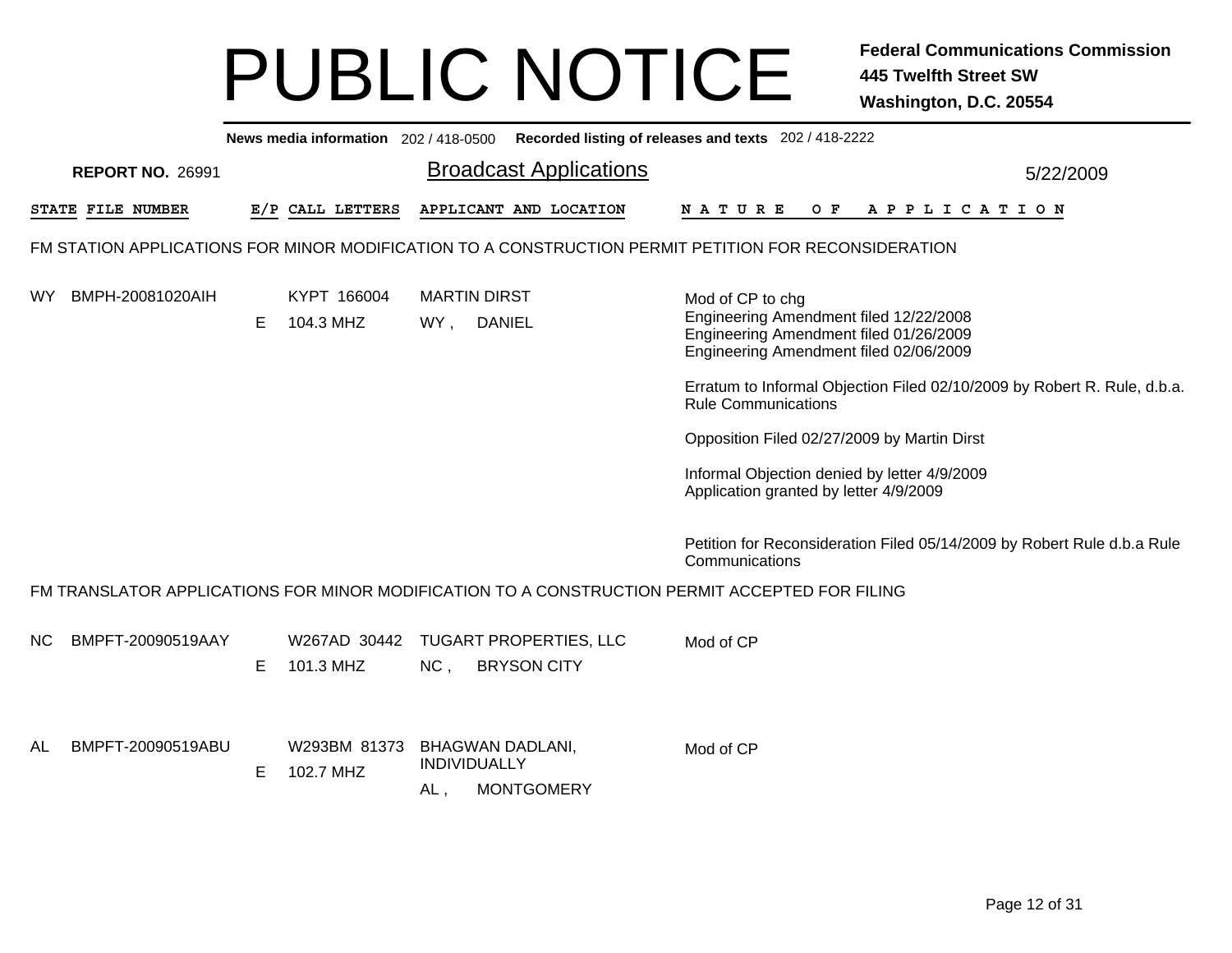# PUBLIC NOTICE

**Federal Communications Commission**
**445 Twelfth Street SW**
**Washington, D.C. 20554**

**News media information** 202 / 418-0500 **Recorded listing of releases and texts** 202 / 418-2222

**REPORT NO.** 26991

## Broadcast Applications

5/22/2009

### FM STATION APPLICATIONS FOR MINOR MODIFICATION TO A CONSTRUCTION PERMIT PETITION FOR RECONSIDERATION

| STATE | FILE NUMBER | E/P | CALL LETTERS | APPLICANT AND LOCATION | NATURE OF APPLICATION |
|---|---|---|---|---|---|
| WY | BMPH-20081020AIH | E | KYPT 166004<br>104.3 MHZ | MARTIN DIRST<br>WY , DANIEL | Mod of CP to chg<br>Engineering Amendment filed 12/22/2008<br>Engineering Amendment filed 01/26/2009<br>Engineering Amendment filed 02/06/2009<br><br>Erratum to Informal Objection Filed 02/10/2009 by Robert R. Rule, d.b.a. Rule Communications<br><br>Opposition Filed 02/27/2009 by Martin Dirst<br><br>Informal Objection denied by letter 4/9/2009<br>Application granted by letter 4/9/2009<br><br>Petition for Reconsideration Filed 05/14/2009 by Robert Rule d.b.a Rule Communications |

### FM TRANSLATOR APPLICATIONS FOR MINOR MODIFICATION TO A CONSTRUCTION PERMIT ACCEPTED FOR FILING

| STATE | FILE NUMBER | E/P | CALL LETTERS | APPLICANT AND LOCATION | NATURE OF APPLICATION |
|---|---|---|---|---|---|
| NC | BMPFT-20090519AAY | E | W267AD 30442<br>101.3 MHZ | TUGART PROPERTIES, LLC<br>NC , BRYSON CITY | Mod of CP |
| AL | BMPFT-20090519ABU | E | W293BM 81373<br>102.7 MHZ | BHAGWAN DADLANI, INDIVIDUALLY<br>AL , MONTGOMERY | Mod of CP |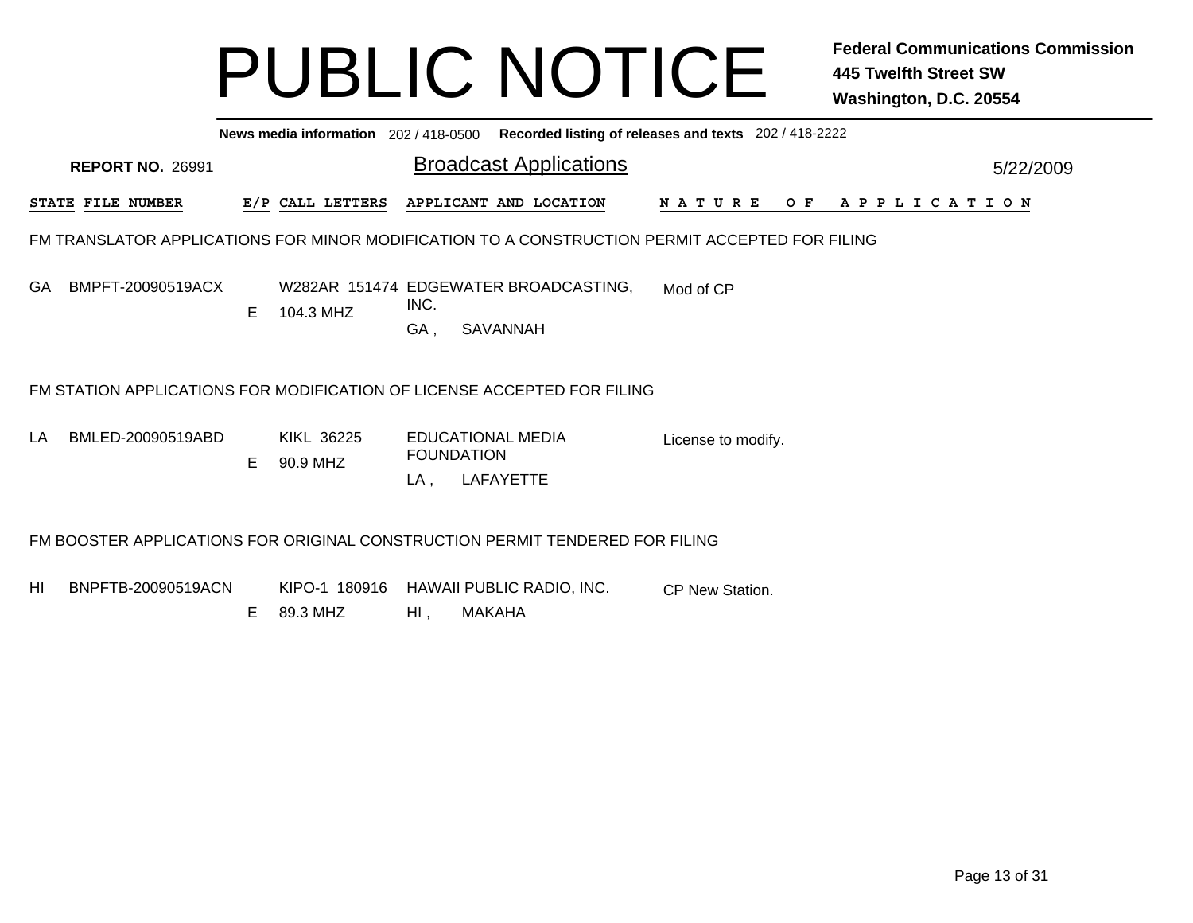# PUBLIC NOTICE

**Federal Communications Commission**
**445 Twelfth Street SW**
**Washington, D.C. 20554**

**News media information** 202 / 418-0500 **Recorded listing of releases and texts** 202 / 418-2222

**REPORT NO.** 26991

## Broadcast Applications

5/22/2009

### FM TRANSLATOR APPLICATIONS FOR MINOR MODIFICATION TO A CONSTRUCTION PERMIT ACCEPTED FOR FILING

| STATE | FILE NUMBER | E/P | CALL LETTERS | APPLICANT AND LOCATION | NATURE OF APPLICATION |
|---|---|---|---|---|---|
| GA | BMPFT-20090519ACX | E | W282AR 151474 104.3 MHZ | EDGEWATER BROADCASTING, INC. GA , SAVANNAH | Mod of CP |

### FM STATION APPLICATIONS FOR MODIFICATION OF LICENSE ACCEPTED FOR FILING

| STATE | FILE NUMBER | E/P | CALL LETTERS | APPLICANT AND LOCATION | NATURE OF APPLICATION |
|---|---|---|---|---|---|
| LA | BMLED-20090519ABD | E | KIKL 36225 90.9 MHZ | EDUCATIONAL MEDIA FOUNDATION LA , LAFAYETTE | License to modify. |

### FM BOOSTER APPLICATIONS FOR ORIGINAL CONSTRUCTION PERMIT TENDERED FOR FILING

| STATE | FILE NUMBER | E/P | CALL LETTERS | APPLICANT AND LOCATION | NATURE OF APPLICATION |
|---|---|---|---|---|---|
| HI | BNPFTB-20090519ACN | E | KIPO-1 180916 89.3 MHZ | HAWAII PUBLIC RADIO, INC. HI , MAKAHA | CP New Station. |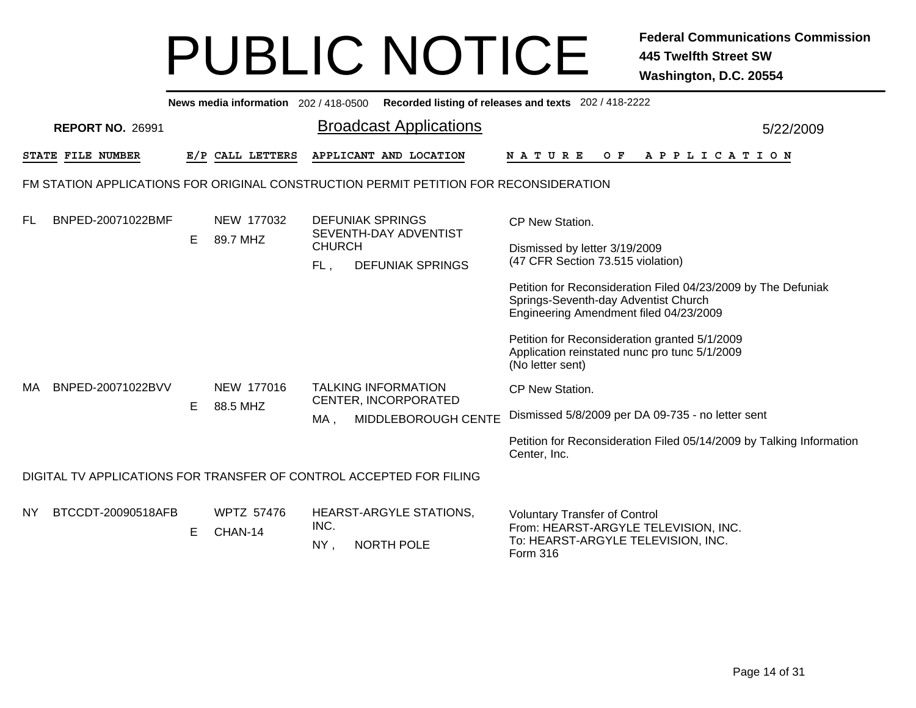# PUBLIC NOTICE

**Federal Communications Commission**
**445 Twelfth Street SW**
**Washington, D.C. 20554**

**News media information** 202 / 418-0500 **Recorded listing of releases and texts** 202 / 418-2222

**REPORT NO.** 26991

## Broadcast Applications

5/22/2009

| STATE | FILE NUMBER | E/P | CALL LETTERS | APPLICANT AND LOCATION | NATURE OF APPLICATION |
|---|---|---|---|---|---|

### FM STATION APPLICATIONS FOR ORIGINAL CONSTRUCTION PERMIT PETITION FOR RECONSIDERATION

| STATE | FILE NUMBER | E/P | CALL LETTERS | APPLICANT AND LOCATION | NATURE OF APPLICATION |
|---|---|---|---|---|---|
| FL | BNPED-20071022BMF | E | NEW 177032<br>89.7 MHZ | DEFUNIAK SPRINGS SEVENTH-DAY ADVENTIST CHURCH<br>FL , DEFUNIAK SPRINGS | CP New Station.<br><br>Dismissed by letter 3/19/2009<br>(47 CFR Section 73.515 violation)<br><br>Petition for Reconsideration Filed 04/23/2009 by The Defuniak Springs-Seventh-day Adventist Church<br>Engineering Amendment filed 04/23/2009<br><br>Petition for Reconsideration granted 5/1/2009<br>Application reinstated nunc pro tunc 5/1/2009<br>(No letter sent) |
| MA | BNPED-20071022BVV | E | NEW 177016<br>88.5 MHZ | TALKING INFORMATION CENTER, INCORPORATED<br>MA , MIDDLEBOROUGH CENTE | CP New Station.<br><br>Dismissed 5/8/2009 per DA 09-735 - no letter sent<br><br>Petition for Reconsideration Filed 05/14/2009 by Talking Information Center, Inc. |

### DIGITAL TV APPLICATIONS FOR TRANSFER OF CONTROL ACCEPTED FOR FILING

| STATE | FILE NUMBER | E/P | CALL LETTERS | APPLICANT AND LOCATION | NATURE OF APPLICATION |
|---|---|---|---|---|---|
| NY | BTCCDT-20090518AFB | E | WPTZ 57476<br>CHAN-14 | HEARST-ARGYLE STATIONS, INC.<br>NY , NORTH POLE | Voluntary Transfer of Control<br>From: HEARST-ARGYLE TELEVISION, INC.<br>To: HEARST-ARGYLE TELEVISION, INC.<br>Form 316 |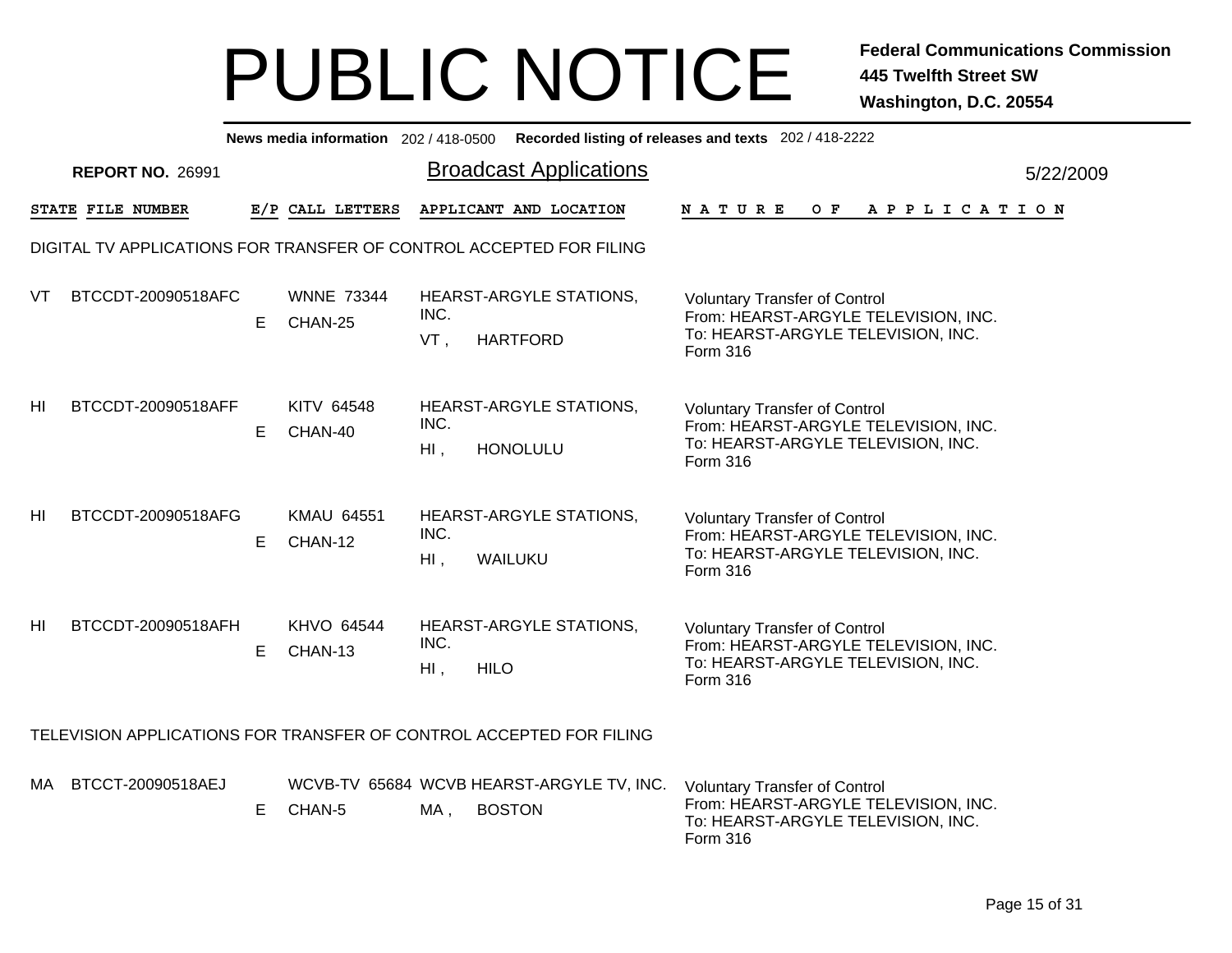# PUBLIC NOTICE

**Federal Communications Commission**
**445 Twelfth Street SW**
**Washington, D.C. 20554**

**News media information** 202 / 418-0500 **Recorded listing of releases and texts** 202 / 418-2222

**REPORT NO.** 26991

## Broadcast Applications

5/22/2009

### DIGITAL TV APPLICATIONS FOR TRANSFER OF CONTROL ACCEPTED FOR FILING

| STATE | FILE NUMBER | E/P | CALL LETTERS | APPLICANT AND LOCATION | NATURE OF APPLICATION |
|---|---|---|---|---|---|
| VT | BTCCDT-20090518AFC | E | WNNE 73344 CHAN-25 | HEARST-ARGYLE STATIONS, INC. VT , HARTFORD | Voluntary Transfer of Control From: HEARST-ARGYLE TELEVISION, INC. To: HEARST-ARGYLE TELEVISION, INC. Form 316 |
| HI | BTCCDT-20090518AFF | E | KITV 64548 CHAN-40 | HEARST-ARGYLE STATIONS, INC. HI , HONOLULU | Voluntary Transfer of Control From: HEARST-ARGYLE TELEVISION, INC. To: HEARST-ARGYLE TELEVISION, INC. Form 316 |
| HI | BTCCDT-20090518AFG | E | KMAU 64551 CHAN-12 | HEARST-ARGYLE STATIONS, INC. HI , WAILUKU | Voluntary Transfer of Control From: HEARST-ARGYLE TELEVISION, INC. To: HEARST-ARGYLE TELEVISION, INC. Form 316 |
| HI | BTCCDT-20090518AFH | E | KHVO 64544 CHAN-13 | HEARST-ARGYLE STATIONS, INC. HI , HILO | Voluntary Transfer of Control From: HEARST-ARGYLE TELEVISION, INC. To: HEARST-ARGYLE TELEVISION, INC. Form 316 |

### TELEVISION APPLICATIONS FOR TRANSFER OF CONTROL ACCEPTED FOR FILING

| STATE | FILE NUMBER | E/P | CALL LETTERS | APPLICANT AND LOCATION | NATURE OF APPLICATION |
|---|---|---|---|---|---|
| MA | BTCCT-20090518AEJ | E | WCVB-TV 65684 CHAN-5 | WCVB HEARST-ARGYLE TV, INC. MA , BOSTON | Voluntary Transfer of Control From: HEARST-ARGYLE TELEVISION, INC. To: HEARST-ARGYLE TELEVISION, INC. Form 316 |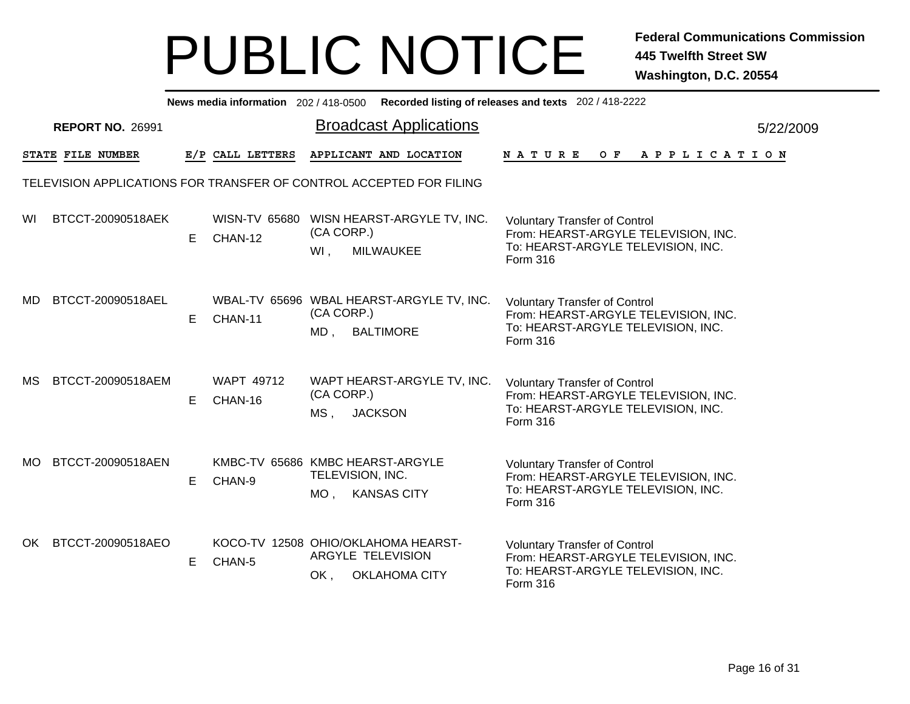# PUBLIC NOTICE

**Federal Communications Commission**
**445 Twelfth Street SW**
**Washington, D.C. 20554**

**News media information** 202 / 418-0500 **Recorded listing of releases and texts** 202 / 418-2222

**REPORT NO.** 26991

## Broadcast Applications

5/22/2009

TELEVISION APPLICATIONS FOR TRANSFER OF CONTROL ACCEPTED FOR FILING

| STATE | FILE NUMBER | E/P | CALL LETTERS | APPLICANT AND LOCATION | NATURE OF APPLICATION |
|---|---|---|---|---|---|
| WI | BTCCT-20090518AEK | E | WISN-TV 65680 CHAN-12 | WISN HEARST-ARGYLE TV, INC. (CA CORP.) WI , MILWAUKEE | Voluntary Transfer of Control From: HEARST-ARGYLE TELEVISION, INC. To: HEARST-ARGYLE TELEVISION, INC. Form 316 |
| MD | BTCCT-20090518AEL | E | WBAL-TV 65696 CHAN-11 | WBAL HEARST-ARGYLE TV, INC. (CA CORP.) MD , BALTIMORE | Voluntary Transfer of Control From: HEARST-ARGYLE TELEVISION, INC. To: HEARST-ARGYLE TELEVISION, INC. Form 316 |
| MS | BTCCT-20090518AEM | E | WAPT 49712 CHAN-16 | WAPT HEARST-ARGYLE TV, INC. (CA CORP.) MS , JACKSON | Voluntary Transfer of Control From: HEARST-ARGYLE TELEVISION, INC. To: HEARST-ARGYLE TELEVISION, INC. Form 316 |
| MO | BTCCT-20090518AEN | E | KMBC-TV 65686 CHAN-9 | KMBC HEARST-ARGYLE TELEVISION, INC. MO , KANSAS CITY | Voluntary Transfer of Control From: HEARST-ARGYLE TELEVISION, INC. To: HEARST-ARGYLE TELEVISION, INC. Form 316 |
| OK | BTCCT-20090518AEO | E | KOCO-TV 12508 CHAN-5 | OHIO/OKLAHOMA HEARST-ARGYLE TELEVISION OK , OKLAHOMA CITY | Voluntary Transfer of Control From: HEARST-ARGYLE TELEVISION, INC. To: HEARST-ARGYLE TELEVISION, INC. Form 316 |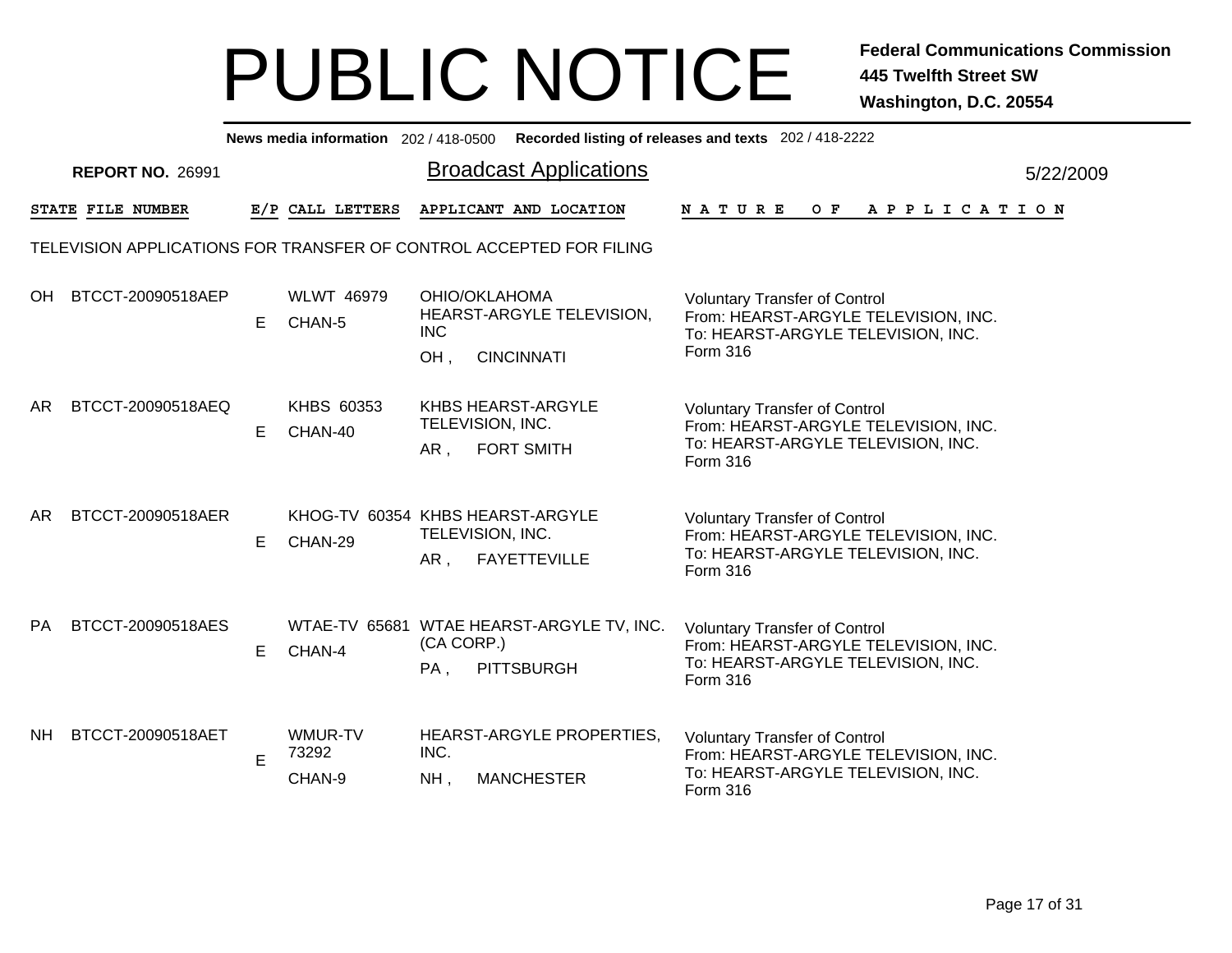# PUBLIC NOTICE

**Federal Communications Commission**
**445 Twelfth Street SW**
**Washington, D.C. 20554**

**News media information** 202 / 418-0500 **Recorded listing of releases and texts** 202 / 418-2222

**REPORT NO.** 26991

## Broadcast Applications

5/22/2009

TELEVISION APPLICATIONS FOR TRANSFER OF CONTROL ACCEPTED FOR FILING

| STATE | FILE NUMBER | E/P | CALL LETTERS | APPLICANT AND LOCATION | NATURE OF APPLICATION |
|---|---|---|---|---|---|
| OH | BTCCT-20090518AEP | E | WLWT 46979 CHAN-5 | OHIO/OKLAHOMA HEARST-ARGYLE TELEVISION, INC OH , CINCINNATI | Voluntary Transfer of Control From: HEARST-ARGYLE TELEVISION, INC. To: HEARST-ARGYLE TELEVISION, INC. Form 316 |
| AR | BTCCT-20090518AEQ | E | KHBS 60353 CHAN-40 | KHBS HEARST-ARGYLE TELEVISION, INC. AR , FORT SMITH | Voluntary Transfer of Control From: HEARST-ARGYLE TELEVISION, INC. To: HEARST-ARGYLE TELEVISION, INC. Form 316 |
| AR | BTCCT-20090518AER | E | KHOG-TV 60354 CHAN-29 | KHBS HEARST-ARGYLE TELEVISION, INC. AR , FAYETTEVILLE | Voluntary Transfer of Control From: HEARST-ARGYLE TELEVISION, INC. To: HEARST-ARGYLE TELEVISION, INC. Form 316 |
| PA | BTCCT-20090518AES | E | WTAE-TV 65681 CHAN-4 | WTAE HEARST-ARGYLE TV, INC. (CA CORP.) PA , PITTSBURGH | Voluntary Transfer of Control From: HEARST-ARGYLE TELEVISION, INC. To: HEARST-ARGYLE TELEVISION, INC. Form 316 |
| NH | BTCCT-20090518AET | E | WMUR-TV 73292 CHAN-9 | HEARST-ARGYLE PROPERTIES, INC. NH , MANCHESTER | Voluntary Transfer of Control From: HEARST-ARGYLE TELEVISION, INC. To: HEARST-ARGYLE TELEVISION, INC. Form 316 |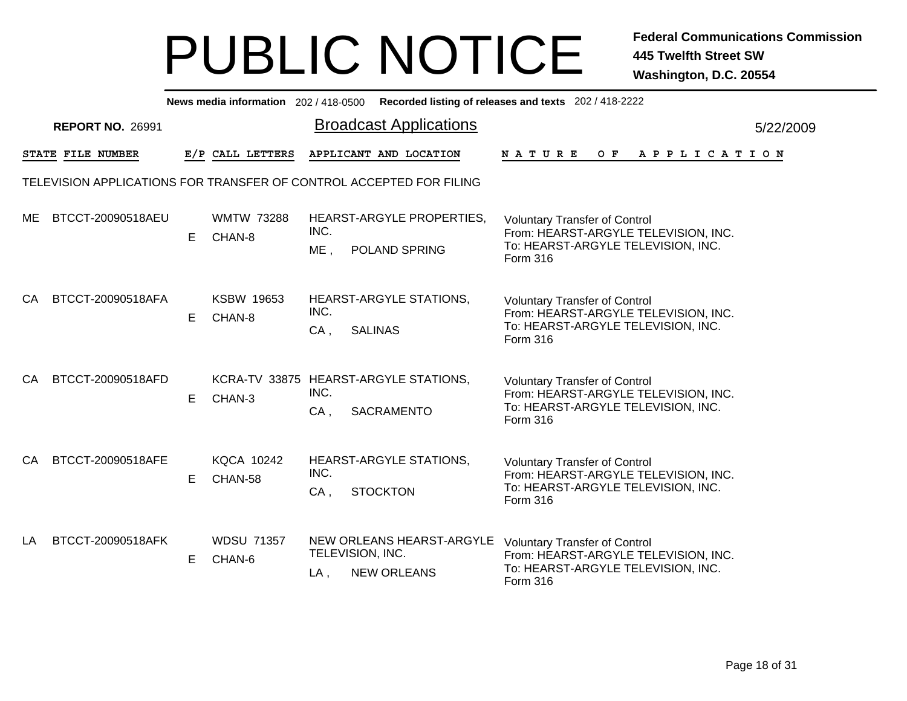# PUBLIC NOTICE

**Federal Communications Commission**
**445 Twelfth Street SW**
**Washington, D.C. 20554**

**News media information** 202 / 418-0500 **Recorded listing of releases and texts** 202 / 418-2222

**REPORT NO.** 26991

## Broadcast Applications

5/22/2009

TELEVISION APPLICATIONS FOR TRANSFER OF CONTROL ACCEPTED FOR FILING

| STATE | FILE NUMBER | E/P | CALL LETTERS | APPLICANT AND LOCATION | NATURE OF APPLICATION |
|---|---|---|---|---|---|
| ME | BTCCT-20090518AEU | E | WMTW 73288 CHAN-8 | HEARST-ARGYLE PROPERTIES, INC. ME , POLAND SPRING | Voluntary Transfer of Control From: HEARST-ARGYLE TELEVISION, INC. To: HEARST-ARGYLE TELEVISION, INC. Form 316 |
| CA | BTCCT-20090518AFA | E | KSBW 19653 CHAN-8 | HEARST-ARGYLE STATIONS, INC. CA , SALINAS | Voluntary Transfer of Control From: HEARST-ARGYLE TELEVISION, INC. To: HEARST-ARGYLE TELEVISION, INC. Form 316 |
| CA | BTCCT-20090518AFD | E | KCRA-TV 33875 CHAN-3 | HEARST-ARGYLE STATIONS, INC. CA , SACRAMENTO | Voluntary Transfer of Control From: HEARST-ARGYLE TELEVISION, INC. To: HEARST-ARGYLE TELEVISION, INC. Form 316 |
| CA | BTCCT-20090518AFE | E | KQCA 10242 CHAN-58 | HEARST-ARGYLE STATIONS, INC. CA , STOCKTON | Voluntary Transfer of Control From: HEARST-ARGYLE TELEVISION, INC. To: HEARST-ARGYLE TELEVISION, INC. Form 316 |
| LA | BTCCT-20090518AFK | E | WDSU 71357 CHAN-6 | NEW ORLEANS HEARST-ARGYLE TELEVISION, INC. LA , NEW ORLEANS | Voluntary Transfer of Control From: HEARST-ARGYLE TELEVISION, INC. To: HEARST-ARGYLE TELEVISION, INC. Form 316 |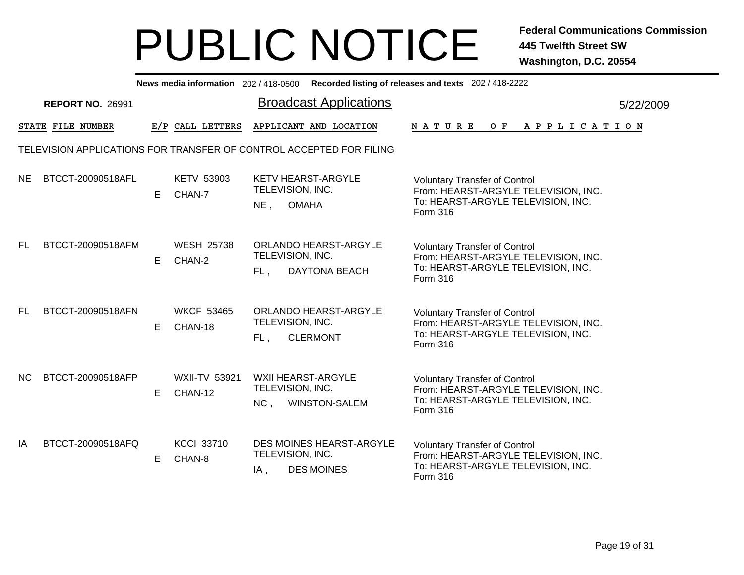# PUBLIC NOTICE

**Federal Communications Commission**
**445 Twelfth Street SW**
**Washington, D.C. 20554**

**News media information** 202 / 418-0500 **Recorded listing of releases and texts** 202 / 418-2222

**REPORT NO.** 26991

## Broadcast Applications

5/22/2009

TELEVISION APPLICATIONS FOR TRANSFER OF CONTROL ACCEPTED FOR FILING

| STATE | FILE NUMBER | E/P | CALL LETTERS | APPLICANT AND LOCATION | NATURE OF APPLICATION |
|---|---|---|---|---|---|
| NE | BTCCT-20090518AFL | E | KETV 53903 CHAN-7 | KETV HEARST-ARGYLE TELEVISION, INC. NE , OMAHA | Voluntary Transfer of Control From: HEARST-ARGYLE TELEVISION, INC. To: HEARST-ARGYLE TELEVISION, INC. Form 316 |
| FL | BTCCT-20090518AFM | E | WESH 25738 CHAN-2 | ORLANDO HEARST-ARGYLE TELEVISION, INC. FL , DAYTONA BEACH | Voluntary Transfer of Control From: HEARST-ARGYLE TELEVISION, INC. To: HEARST-ARGYLE TELEVISION, INC. Form 316 |
| FL | BTCCT-20090518AFN | E | WKCF 53465 CHAN-18 | ORLANDO HEARST-ARGYLE TELEVISION, INC. FL , CLERMONT | Voluntary Transfer of Control From: HEARST-ARGYLE TELEVISION, INC. To: HEARST-ARGYLE TELEVISION, INC. Form 316 |
| NC | BTCCT-20090518AFP | E | WXII-TV 53921 CHAN-12 | WXII HEARST-ARGYLE TELEVISION, INC. NC , WINSTON-SALEM | Voluntary Transfer of Control From: HEARST-ARGYLE TELEVISION, INC. To: HEARST-ARGYLE TELEVISION, INC. Form 316 |
| IA | BTCCT-20090518AFQ | E | KCCI 33710 CHAN-8 | DES MOINES HEARST-ARGYLE TELEVISION, INC. IA , DES MOINES | Voluntary Transfer of Control From: HEARST-ARGYLE TELEVISION, INC. To: HEARST-ARGYLE TELEVISION, INC. Form 316 |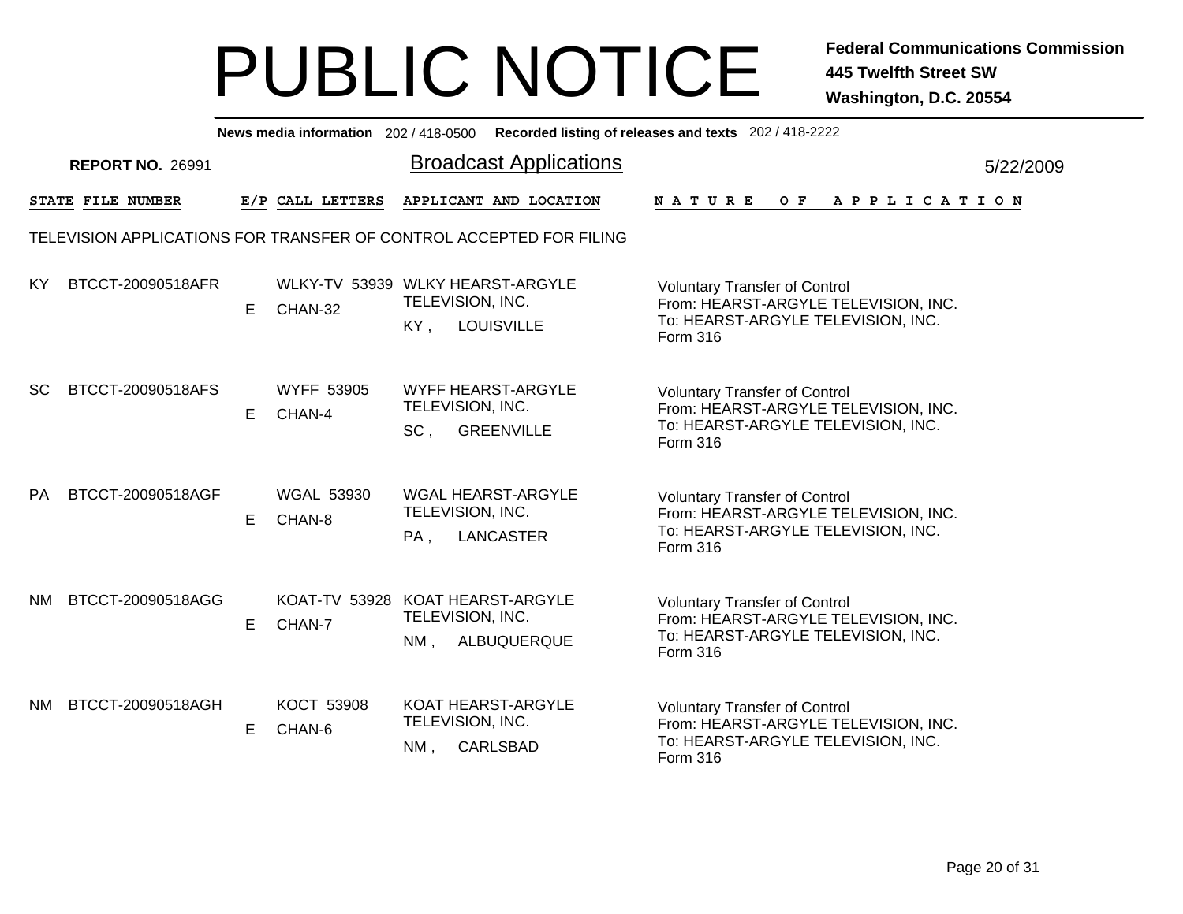# PUBLIC NOTICE

**Federal Communications Commission**
**445 Twelfth Street SW**
**Washington, D.C. 20554**

**News media information** 202 / 418-0500 **Recorded listing of releases and texts** 202 / 418-2222

**REPORT NO.** 26991

## Broadcast Applications

5/22/2009

TELEVISION APPLICATIONS FOR TRANSFER OF CONTROL ACCEPTED FOR FILING

| STATE | FILE NUMBER | E/P | CALL LETTERS | APPLICANT AND LOCATION | NATURE OF APPLICATION |
|---|---|---|---|---|---|
| KY | BTCCT-20090518AFR | E | WLKY-TV 53939 CHAN-32 | WLKY HEARST-ARGYLE TELEVISION, INC. KY , LOUISVILLE | Voluntary Transfer of Control From: HEARST-ARGYLE TELEVISION, INC. To: HEARST-ARGYLE TELEVISION, INC. Form 316 |
| SC | BTCCT-20090518AFS | E | WYFF 53905 CHAN-4 | WYFF HEARST-ARGYLE TELEVISION, INC. SC , GREENVILLE | Voluntary Transfer of Control From: HEARST-ARGYLE TELEVISION, INC. To: HEARST-ARGYLE TELEVISION, INC. Form 316 |
| PA | BTCCT-20090518AGF | E | WGAL 53930 CHAN-8 | WGAL HEARST-ARGYLE TELEVISION, INC. PA , LANCASTER | Voluntary Transfer of Control From: HEARST-ARGYLE TELEVISION, INC. To: HEARST-ARGYLE TELEVISION, INC. Form 316 |
| NM | BTCCT-20090518AGG | E | KOAT-TV 53928 CHAN-7 | KOAT HEARST-ARGYLE TELEVISION, INC. NM , ALBUQUERQUE | Voluntary Transfer of Control From: HEARST-ARGYLE TELEVISION, INC. To: HEARST-ARGYLE TELEVISION, INC. Form 316 |
| NM | BTCCT-20090518AGH | E | KOCT 53908 CHAN-6 | KOAT HEARST-ARGYLE TELEVISION, INC. NM , CARLSBAD | Voluntary Transfer of Control From: HEARST-ARGYLE TELEVISION, INC. To: HEARST-ARGYLE TELEVISION, INC. Form 316 |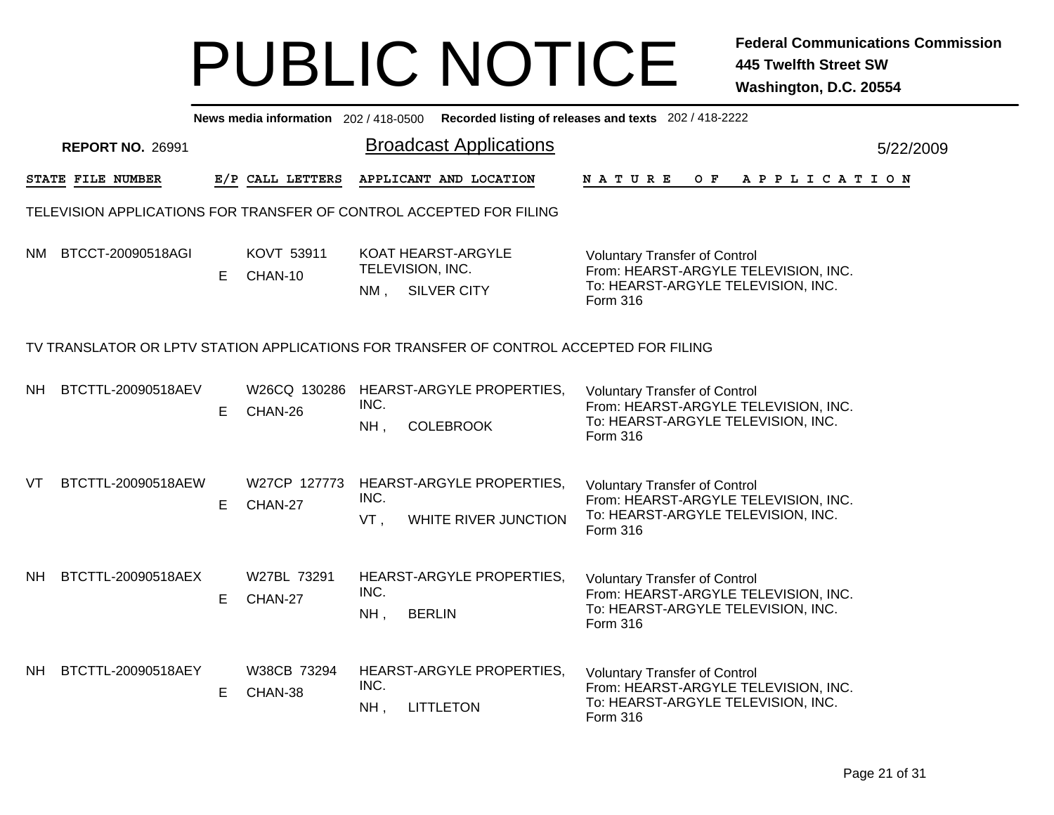# PUBLIC NOTICE

**Federal Communications Commission**
**445 Twelfth Street SW**
**Washington, D.C. 20554**

**News media information** 202 / 418-0500 **Recorded listing of releases and texts** 202 / 418-2222

**REPORT NO.** 26991

## Broadcast Applications

5/22/2009

### TELEVISION APPLICATIONS FOR TRANSFER OF CONTROL ACCEPTED FOR FILING

| STATE | FILE NUMBER | E/P | CALL LETTERS | APPLICANT AND LOCATION | NATURE OF APPLICATION |
|---|---|---|---|---|---|
| NM | BTCCT-20090518AGI | E | KOVT 53911<br>CHAN-10 | KOAT HEARST-ARGYLE TELEVISION, INC.<br>NM , SILVER CITY | Voluntary Transfer of Control<br>From: HEARST-ARGYLE TELEVISION, INC.<br>To: HEARST-ARGYLE TELEVISION, INC.<br>Form 316 |

### TV TRANSLATOR OR LPTV STATION APPLICATIONS FOR TRANSFER OF CONTROL ACCEPTED FOR FILING

| STATE | FILE NUMBER | E/P | CALL LETTERS | APPLICANT AND LOCATION | NATURE OF APPLICATION |
|---|---|---|---|---|---|
| NH | BTCTTL-20090518AEV | E | W26CQ 130286<br>CHAN-26 | HEARST-ARGYLE PROPERTIES, INC.<br>NH , COLEBROOK | Voluntary Transfer of Control<br>From: HEARST-ARGYLE TELEVISION, INC.<br>To: HEARST-ARGYLE TELEVISION, INC.<br>Form 316 |
| VT | BTCTTL-20090518AEW | E | W27CP 127773<br>CHAN-27 | HEARST-ARGYLE PROPERTIES, INC.<br>VT , WHITE RIVER JUNCTION | Voluntary Transfer of Control<br>From: HEARST-ARGYLE TELEVISION, INC.<br>To: HEARST-ARGYLE TELEVISION, INC.<br>Form 316 |
| NH | BTCTTL-20090518AEX | E | W27BL 73291<br>CHAN-27 | HEARST-ARGYLE PROPERTIES, INC.<br>NH , BERLIN | Voluntary Transfer of Control<br>From: HEARST-ARGYLE TELEVISION, INC.<br>To: HEARST-ARGYLE TELEVISION, INC.<br>Form 316 |
| NH | BTCTTL-20090518AEY | E | W38CB 73294<br>CHAN-38 | HEARST-ARGYLE PROPERTIES, INC.<br>NH , LITTLETON | Voluntary Transfer of Control<br>From: HEARST-ARGYLE TELEVISION, INC.<br>To: HEARST-ARGYLE TELEVISION, INC.<br>Form 316 |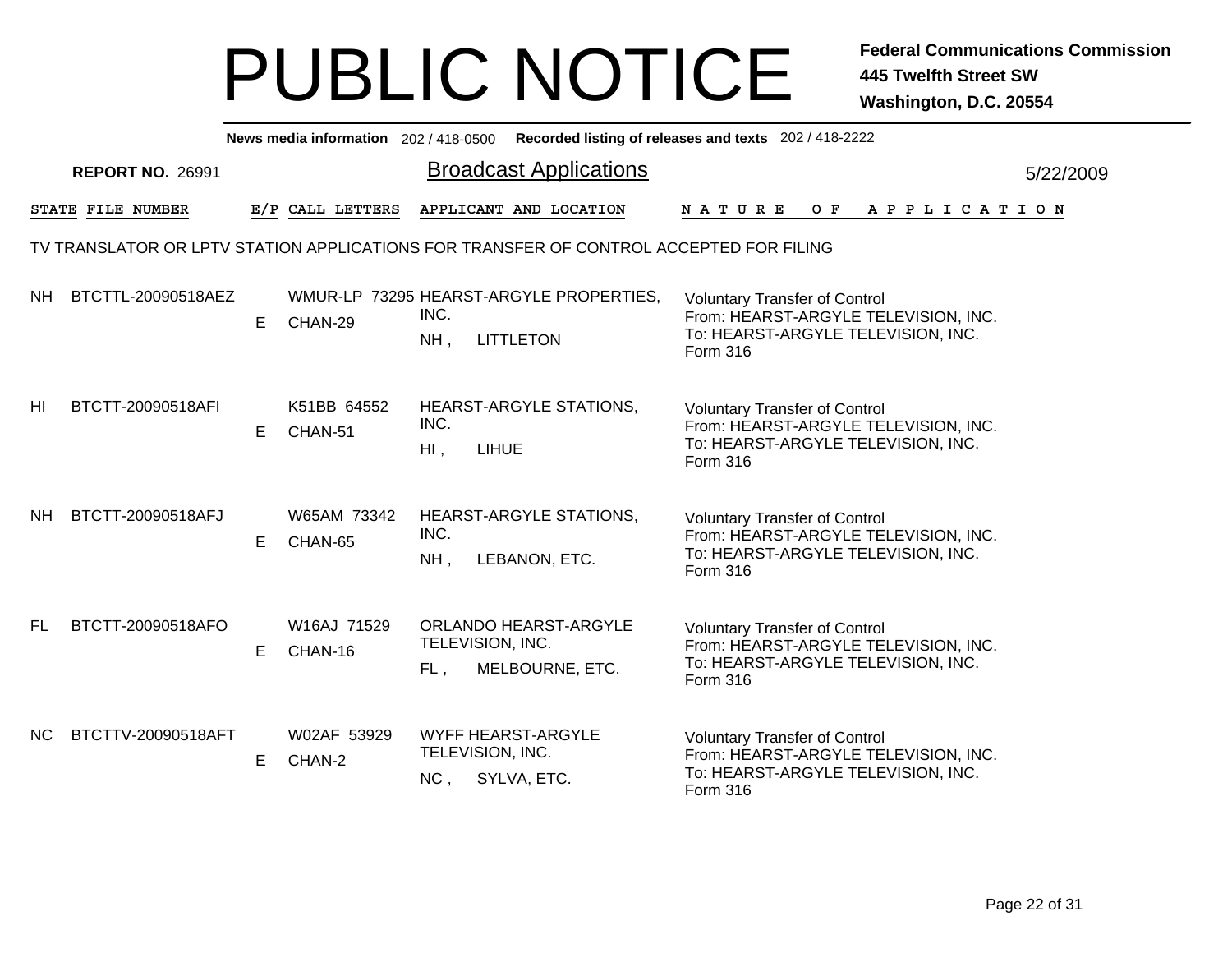# PUBLIC NOTICE

**Federal Communications Commission**
**445 Twelfth Street SW**
**Washington, D.C. 20554**

**News media information** 202 / 418-0500 **Recorded listing of releases and texts** 202 / 418-2222

**REPORT NO.** 26991

## Broadcast Applications

5/22/2009

TV TRANSLATOR OR LPTV STATION APPLICATIONS FOR TRANSFER OF CONTROL ACCEPTED FOR FILING

| STATE | FILE NUMBER | E/P | CALL LETTERS | APPLICANT AND LOCATION | NATURE OF APPLICATION |
|---|---|---|---|---|---|
| NH | BTCTTL-20090518AEZ | E | WMUR-LP 73295<br>CHAN-29 | HEARST-ARGYLE PROPERTIES, INC.<br>NH , LITTLETON | Voluntary Transfer of Control<br>From: HEARST-ARGYLE TELEVISION, INC.<br>To: HEARST-ARGYLE TELEVISION, INC.<br>Form 316 |
| HI | BTCTT-20090518AFI | E | K51BB 64552<br>CHAN-51 | HEARST-ARGYLE STATIONS, INC.<br>HI , LIHUE | Voluntary Transfer of Control<br>From: HEARST-ARGYLE TELEVISION, INC.<br>To: HEARST-ARGYLE TELEVISION, INC.<br>Form 316 |
| NH | BTCTT-20090518AFJ | E | W65AM 73342<br>CHAN-65 | HEARST-ARGYLE STATIONS, INC.<br>NH , LEBANON, ETC. | Voluntary Transfer of Control<br>From: HEARST-ARGYLE TELEVISION, INC.<br>To: HEARST-ARGYLE TELEVISION, INC.<br>Form 316 |
| FL | BTCTT-20090518AFO | E | W16AJ 71529<br>CHAN-16 | ORLANDO HEARST-ARGYLE TELEVISION, INC.<br>FL , MELBOURNE, ETC. | Voluntary Transfer of Control<br>From: HEARST-ARGYLE TELEVISION, INC.<br>To: HEARST-ARGYLE TELEVISION, INC.<br>Form 316 |
| NC | BTCTTV-20090518AFT | E | W02AF 53929<br>CHAN-2 | WYFF HEARST-ARGYLE TELEVISION, INC.<br>NC , SYLVA, ETC. | Voluntary Transfer of Control<br>From: HEARST-ARGYLE TELEVISION, INC.<br>To: HEARST-ARGYLE TELEVISION, INC.<br>Form 316 |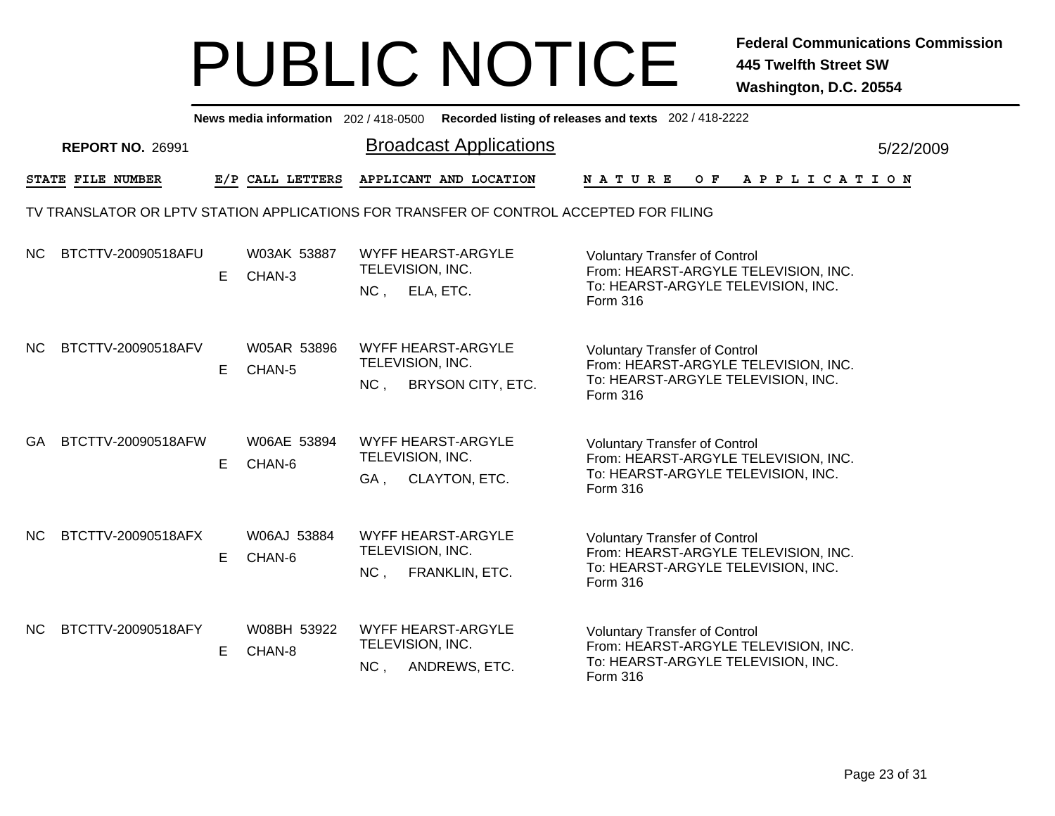# PUBLIC NOTICE

**Federal Communications Commission**
**445 Twelfth Street SW**
**Washington, D.C. 20554**

**News media information** 202 / 418-0500 **Recorded listing of releases and texts** 202 / 418-2222

**REPORT NO.** 26991

## Broadcast Applications

5/22/2009

TV TRANSLATOR OR LPTV STATION APPLICATIONS FOR TRANSFER OF CONTROL ACCEPTED FOR FILING

| STATE | FILE NUMBER | E/P | CALL LETTERS | APPLICANT AND LOCATION | NATURE OF APPLICATION |
|---|---|---|---|---|---|
| NC | BTCTTV-20090518AFU | E | W03AK 53887 CHAN-3 | WYFF HEARST-ARGYLE TELEVISION, INC. NC , ELA, ETC. | Voluntary Transfer of Control From: HEARST-ARGYLE TELEVISION, INC. To: HEARST-ARGYLE TELEVISION, INC. Form 316 |
| NC | BTCTTV-20090518AFV | E | W05AR 53896 CHAN-5 | WYFF HEARST-ARGYLE TELEVISION, INC. NC , BRYSON CITY, ETC. | Voluntary Transfer of Control From: HEARST-ARGYLE TELEVISION, INC. To: HEARST-ARGYLE TELEVISION, INC. Form 316 |
| GA | BTCTTV-20090518AFW | E | W06AE 53894 CHAN-6 | WYFF HEARST-ARGYLE TELEVISION, INC. GA , CLAYTON, ETC. | Voluntary Transfer of Control From: HEARST-ARGYLE TELEVISION, INC. To: HEARST-ARGYLE TELEVISION, INC. Form 316 |
| NC | BTCTTV-20090518AFX | E | W06AJ 53884 CHAN-6 | WYFF HEARST-ARGYLE TELEVISION, INC. NC , FRANKLIN, ETC. | Voluntary Transfer of Control From: HEARST-ARGYLE TELEVISION, INC. To: HEARST-ARGYLE TELEVISION, INC. Form 316 |
| NC | BTCTTV-20090518AFY | E | W08BH 53922 CHAN-8 | WYFF HEARST-ARGYLE TELEVISION, INC. NC , ANDREWS, ETC. | Voluntary Transfer of Control From: HEARST-ARGYLE TELEVISION, INC. To: HEARST-ARGYLE TELEVISION, INC. Form 316 |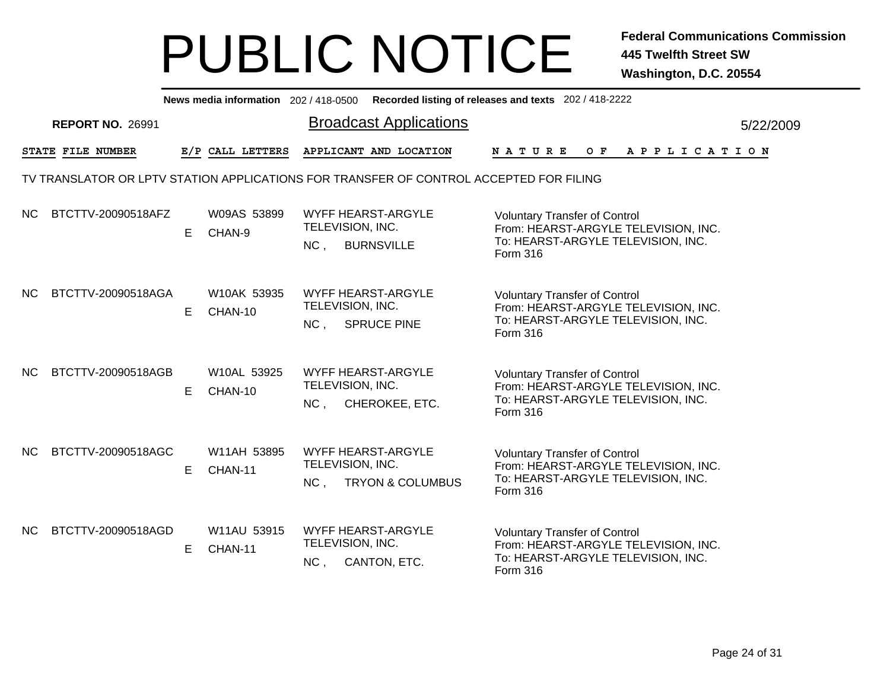# PUBLIC NOTICE

**Federal Communications Commission**
**445 Twelfth Street SW**
**Washington, D.C. 20554**

**News media information** 202 / 418-0500 **Recorded listing of releases and texts** 202 / 418-2222

**REPORT NO.** 26991

## Broadcast Applications

5/22/2009

TV TRANSLATOR OR LPTV STATION APPLICATIONS FOR TRANSFER OF CONTROL ACCEPTED FOR FILING

| STATE | FILE NUMBER | E/P | CALL LETTERS | APPLICANT AND LOCATION | NATURE OF APPLICATION |
|---|---|---|---|---|---|
| NC | BTCTTV-20090518AFZ | E | W09AS 53899 CHAN-9 | WYFF HEARST-ARGYLE TELEVISION, INC. NC , BURNSVILLE | Voluntary Transfer of Control From: HEARST-ARGYLE TELEVISION, INC. To: HEARST-ARGYLE TELEVISION, INC. Form 316 |
| NC | BTCTTV-20090518AGA | E | W10AK 53935 CHAN-10 | WYFF HEARST-ARGYLE TELEVISION, INC. NC , SPRUCE PINE | Voluntary Transfer of Control From: HEARST-ARGYLE TELEVISION, INC. To: HEARST-ARGYLE TELEVISION, INC. Form 316 |
| NC | BTCTTV-20090518AGB | E | W10AL 53925 CHAN-10 | WYFF HEARST-ARGYLE TELEVISION, INC. NC , CHEROKEE, ETC. | Voluntary Transfer of Control From: HEARST-ARGYLE TELEVISION, INC. To: HEARST-ARGYLE TELEVISION, INC. Form 316 |
| NC | BTCTTV-20090518AGC | E | W11AH 53895 CHAN-11 | WYFF HEARST-ARGYLE TELEVISION, INC. NC , TRYON & COLUMBUS | Voluntary Transfer of Control From: HEARST-ARGYLE TELEVISION, INC. To: HEARST-ARGYLE TELEVISION, INC. Form 316 |
| NC | BTCTTV-20090518AGD | E | W11AU 53915 CHAN-11 | WYFF HEARST-ARGYLE TELEVISION, INC. NC , CANTON, ETC. | Voluntary Transfer of Control From: HEARST-ARGYLE TELEVISION, INC. To: HEARST-ARGYLE TELEVISION, INC. Form 316 |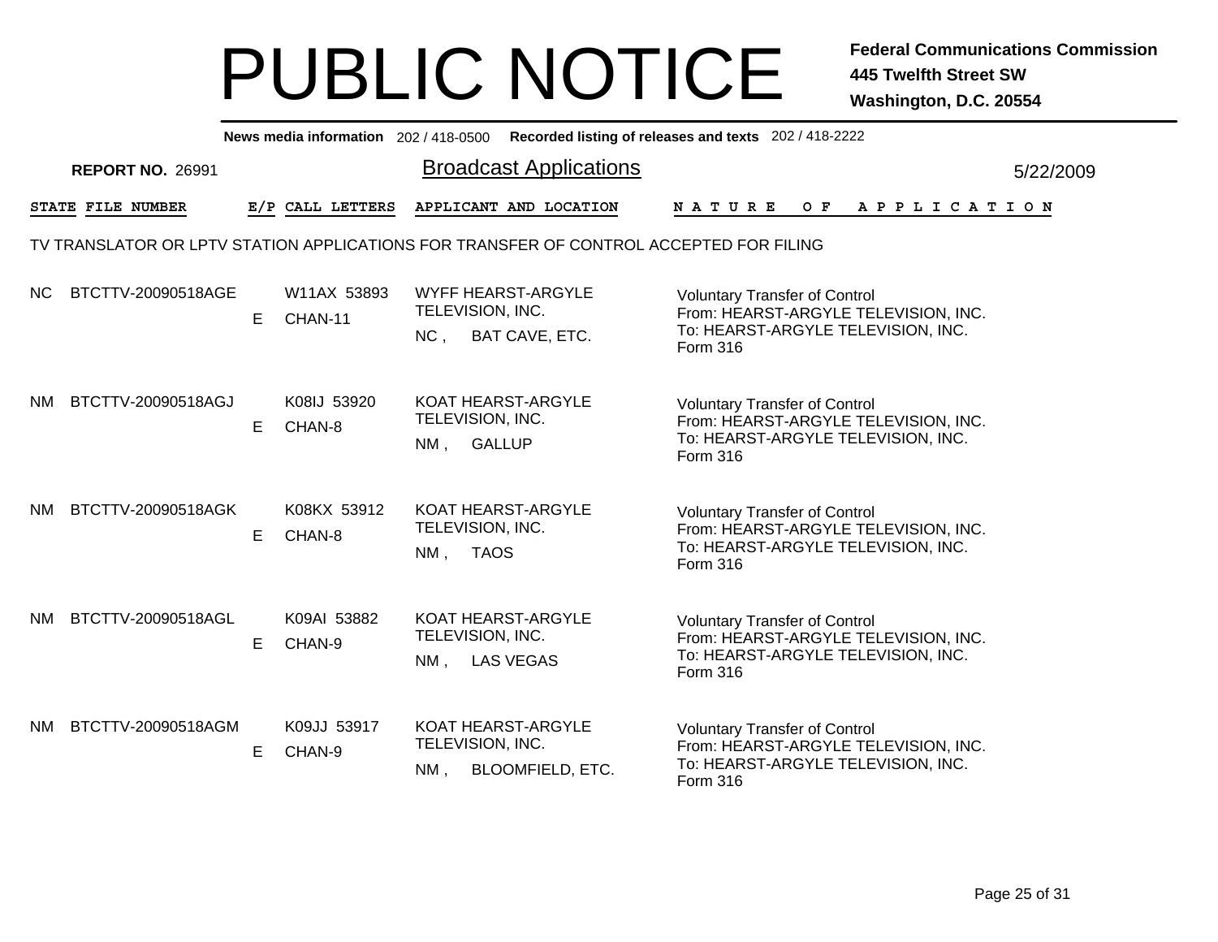# PUBLIC NOTICE

**Federal Communications Commission**
**445 Twelfth Street SW**
**Washington, D.C. 20554**

**News media information** 202 / 418-0500 **Recorded listing of releases and texts** 202 / 418-2222

**REPORT NO.** 26991

## Broadcast Applications

5/22/2009

TV TRANSLATOR OR LPTV STATION APPLICATIONS FOR TRANSFER OF CONTROL ACCEPTED FOR FILING

| STATE | FILE NUMBER | E/P | CALL LETTERS | APPLICANT AND LOCATION | NATURE OF APPLICATION |
|---|---|---|---|---|---|
| NC | BTCTTV-20090518AGE | E | W11AX 53893 CHAN-11 | WYFF HEARST-ARGYLE TELEVISION, INC. NC , BAT CAVE, ETC. | Voluntary Transfer of Control From: HEARST-ARGYLE TELEVISION, INC. To: HEARST-ARGYLE TELEVISION, INC. Form 316 |
| NM | BTCTTV-20090518AGJ | E | K08IJ 53920 CHAN-8 | KOAT HEARST-ARGYLE TELEVISION, INC. NM , GALLUP | Voluntary Transfer of Control From: HEARST-ARGYLE TELEVISION, INC. To: HEARST-ARGYLE TELEVISION, INC. Form 316 |
| NM | BTCTTV-20090518AGK | E | K08KX 53912 CHAN-8 | KOAT HEARST-ARGYLE TELEVISION, INC. NM , TAOS | Voluntary Transfer of Control From: HEARST-ARGYLE TELEVISION, INC. To: HEARST-ARGYLE TELEVISION, INC. Form 316 |
| NM | BTCTTV-20090518AGL | E | K09AI 53882 CHAN-9 | KOAT HEARST-ARGYLE TELEVISION, INC. NM , LAS VEGAS | Voluntary Transfer of Control From: HEARST-ARGYLE TELEVISION, INC. To: HEARST-ARGYLE TELEVISION, INC. Form 316 |
| NM | BTCTTV-20090518AGM | E | K09JJ 53917 CHAN-9 | KOAT HEARST-ARGYLE TELEVISION, INC. NM , BLOOMFIELD, ETC. | Voluntary Transfer of Control From: HEARST-ARGYLE TELEVISION, INC. To: HEARST-ARGYLE TELEVISION, INC. Form 316 |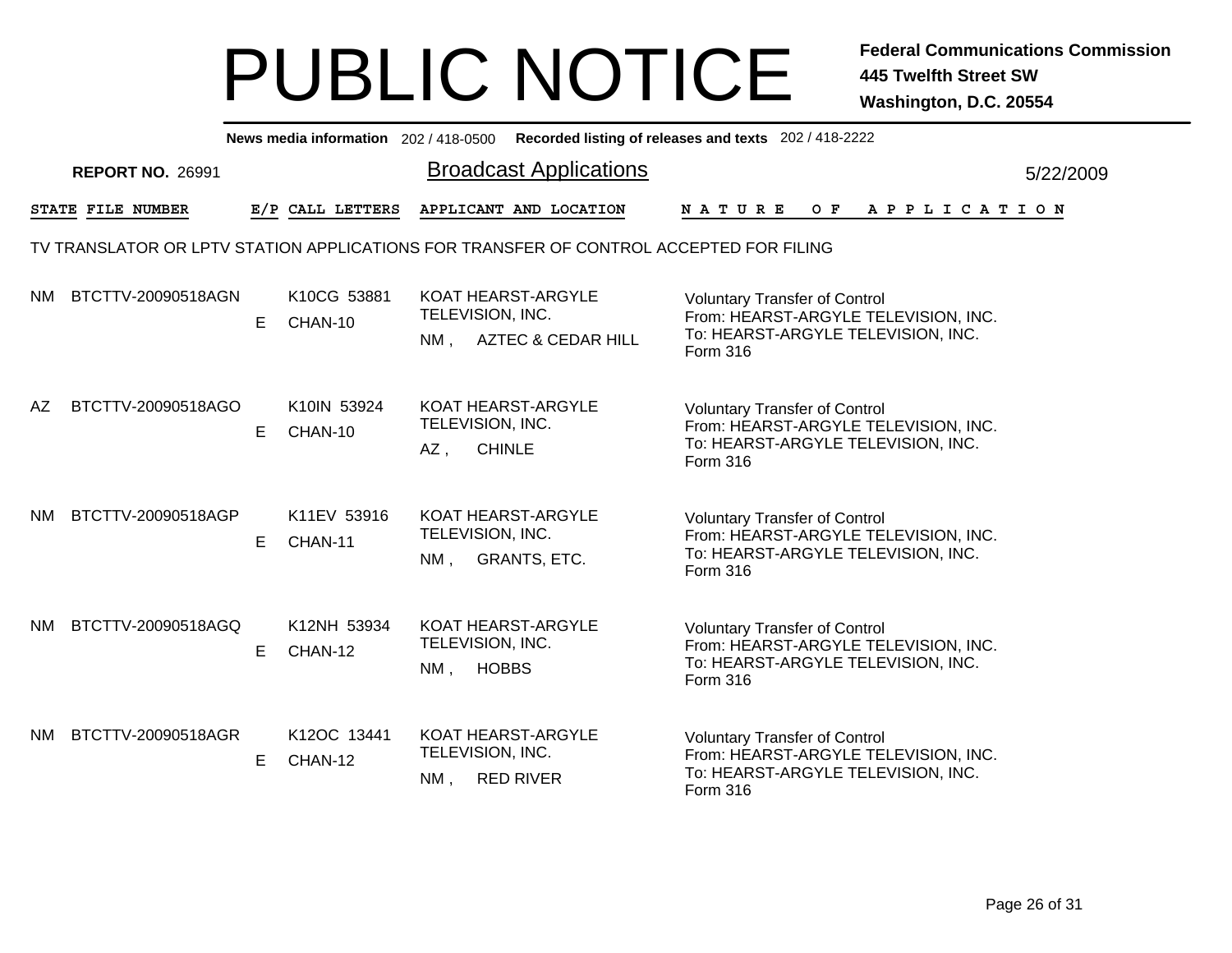# PUBLIC NOTICE

**Federal Communications Commission**
**445 Twelfth Street SW**
**Washington, D.C. 20554**

**News media information** 202 / 418-0500 **Recorded listing of releases and texts** 202 / 418-2222

**REPORT NO.** 26991

## Broadcast Applications

5/22/2009

TV TRANSLATOR OR LPTV STATION APPLICATIONS FOR TRANSFER OF CONTROL ACCEPTED FOR FILING

| STATE | FILE NUMBER | E/P | CALL LETTERS | APPLICANT AND LOCATION | NATURE OF APPLICATION |
|---|---|---|---|---|---|
| NM | BTCTTV-20090518AGN | E | K10CG 53881 CHAN-10 | KOAT HEARST-ARGYLE TELEVISION, INC. NM , AZTEC & CEDAR HILL | Voluntary Transfer of Control From: HEARST-ARGYLE TELEVISION, INC. To: HEARST-ARGYLE TELEVISION, INC. Form 316 |
| AZ | BTCTTV-20090518AGO | E | K10IN 53924 CHAN-10 | KOAT HEARST-ARGYLE TELEVISION, INC. AZ , CHINLE | Voluntary Transfer of Control From: HEARST-ARGYLE TELEVISION, INC. To: HEARST-ARGYLE TELEVISION, INC. Form 316 |
| NM | BTCTTV-20090518AGP | E | K11EV 53916 CHAN-11 | KOAT HEARST-ARGYLE TELEVISION, INC. NM , GRANTS, ETC. | Voluntary Transfer of Control From: HEARST-ARGYLE TELEVISION, INC. To: HEARST-ARGYLE TELEVISION, INC. Form 316 |
| NM | BTCTTV-20090518AGQ | E | K12NH 53934 CHAN-12 | KOAT HEARST-ARGYLE TELEVISION, INC. NM , HOBBS | Voluntary Transfer of Control From: HEARST-ARGYLE TELEVISION, INC. To: HEARST-ARGYLE TELEVISION, INC. Form 316 |
| NM | BTCTTV-20090518AGR | E | K12OC 13441 CHAN-12 | KOAT HEARST-ARGYLE TELEVISION, INC. NM , RED RIVER | Voluntary Transfer of Control From: HEARST-ARGYLE TELEVISION, INC. To: HEARST-ARGYLE TELEVISION, INC. Form 316 |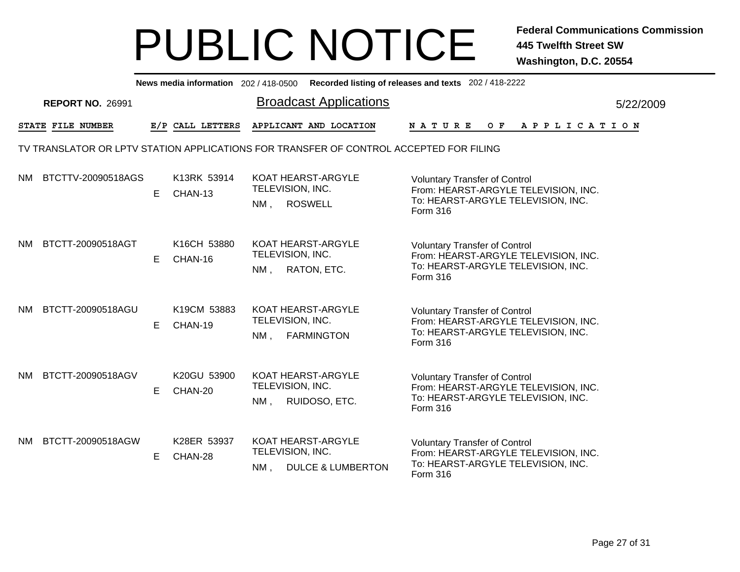# PUBLIC NOTICE

**Federal Communications Commission**
**445 Twelfth Street SW**
**Washington, D.C. 20554**

**News media information** 202 / 418-0500 **Recorded listing of releases and texts** 202 / 418-2222

**REPORT NO.** 26991

## Broadcast Applications

5/22/2009

### TV TRANSLATOR OR LPTV STATION APPLICATIONS FOR TRANSFER OF CONTROL ACCEPTED FOR FILING

| STATE | FILE NUMBER | E/P | CALL LETTERS | APPLICANT AND LOCATION | NATURE OF APPLICATION |
|---|---|---|---|---|---|
| NM | BTCTTV-20090518AGS | E | K13RK 53914<br>CHAN-13 | KOAT HEARST-ARGYLE TELEVISION, INC.<br>NM , ROSWELL | Voluntary Transfer of Control<br>From: HEARST-ARGYLE TELEVISION, INC.<br>To: HEARST-ARGYLE TELEVISION, INC.<br>Form 316 |
| NM | BTCTT-20090518AGT | E | K16CH 53880<br>CHAN-16 | KOAT HEARST-ARGYLE TELEVISION, INC.<br>NM , RATON, ETC. | Voluntary Transfer of Control<br>From: HEARST-ARGYLE TELEVISION, INC.<br>To: HEARST-ARGYLE TELEVISION, INC.<br>Form 316 |
| NM | BTCTT-20090518AGU | E | K19CM 53883<br>CHAN-19 | KOAT HEARST-ARGYLE TELEVISION, INC.<br>NM , FARMINGTON | Voluntary Transfer of Control<br>From: HEARST-ARGYLE TELEVISION, INC.<br>To: HEARST-ARGYLE TELEVISION, INC.<br>Form 316 |
| NM | BTCTT-20090518AGV | E | K20GU 53900<br>CHAN-20 | KOAT HEARST-ARGYLE TELEVISION, INC.<br>NM , RUIDOSO, ETC. | Voluntary Transfer of Control<br>From: HEARST-ARGYLE TELEVISION, INC.<br>To: HEARST-ARGYLE TELEVISION, INC.<br>Form 316 |
| NM | BTCTT-20090518AGW | E | K28ER 53937<br>CHAN-28 | KOAT HEARST-ARGYLE TELEVISION, INC.<br>NM , DULCE & LUMBERTON | Voluntary Transfer of Control<br>From: HEARST-ARGYLE TELEVISION, INC.<br>To: HEARST-ARGYLE TELEVISION, INC.<br>Form 316 |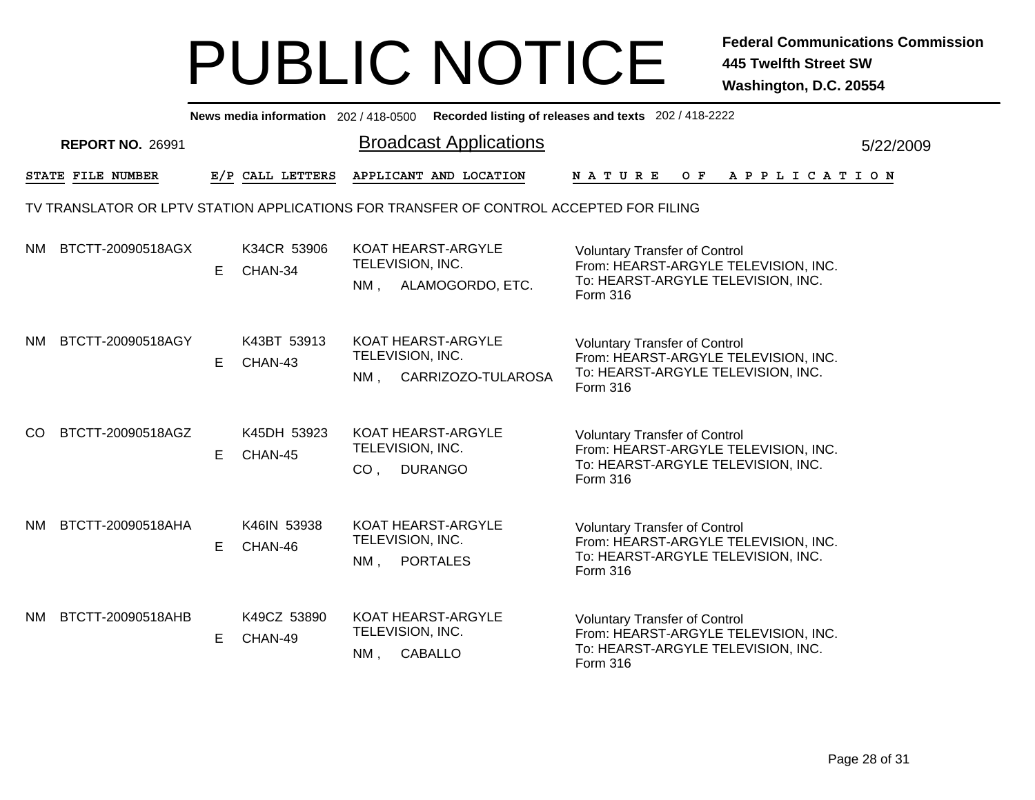# PUBLIC NOTICE

**Federal Communications Commission**
**445 Twelfth Street SW**
**Washington, D.C. 20554**

**News media information** 202 / 418-0500 **Recorded listing of releases and texts** 202 / 418-2222

**REPORT NO.** 26991

## Broadcast Applications

5/22/2009

TV TRANSLATOR OR LPTV STATION APPLICATIONS FOR TRANSFER OF CONTROL ACCEPTED FOR FILING

| STATE | FILE NUMBER | E/P | CALL LETTERS | APPLICANT AND LOCATION | NATURE OF APPLICATION |
|---|---|---|---|---|---|
| NM | BTCTT-20090518AGX | E | K34CR 53906 CHAN-34 | KOAT HEARST-ARGYLE TELEVISION, INC. NM , ALAMOGORDO, ETC. | Voluntary Transfer of Control From: HEARST-ARGYLE TELEVISION, INC. To: HEARST-ARGYLE TELEVISION, INC. Form 316 |
| NM | BTCTT-20090518AGY | E | K43BT 53913 CHAN-43 | KOAT HEARST-ARGYLE TELEVISION, INC. NM , CARRIZOZO-TULAROSA | Voluntary Transfer of Control From: HEARST-ARGYLE TELEVISION, INC. To: HEARST-ARGYLE TELEVISION, INC. Form 316 |
| CO | BTCTT-20090518AGZ | E | K45DH 53923 CHAN-45 | KOAT HEARST-ARGYLE TELEVISION, INC. CO , DURANGO | Voluntary Transfer of Control From: HEARST-ARGYLE TELEVISION, INC. To: HEARST-ARGYLE TELEVISION, INC. Form 316 |
| NM | BTCTT-20090518AHA | E | K46IN 53938 CHAN-46 | KOAT HEARST-ARGYLE TELEVISION, INC. NM , PORTALES | Voluntary Transfer of Control From: HEARST-ARGYLE TELEVISION, INC. To: HEARST-ARGYLE TELEVISION, INC. Form 316 |
| NM | BTCTT-20090518AHB | E | K49CZ 53890 CHAN-49 | KOAT HEARST-ARGYLE TELEVISION, INC. NM , CABALLO | Voluntary Transfer of Control From: HEARST-ARGYLE TELEVISION, INC. To: HEARST-ARGYLE TELEVISION, INC. Form 316 |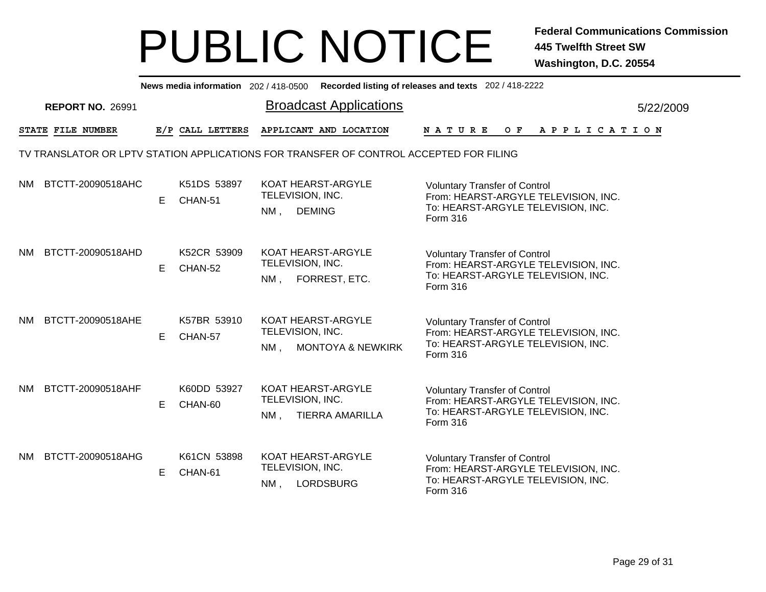# PUBLIC NOTICE

**Federal Communications Commission**
**445 Twelfth Street SW**
**Washington, D.C. 20554**

**News media information** 202 / 418-0500 **Recorded listing of releases and texts** 202 / 418-2222

**REPORT NO.** 26991

## Broadcast Applications

5/22/2009

TV TRANSLATOR OR LPTV STATION APPLICATIONS FOR TRANSFER OF CONTROL ACCEPTED FOR FILING

| STATE | FILE NUMBER | E/P | CALL LETTERS | APPLICANT AND LOCATION | NATURE OF APPLICATION |
|---|---|---|---|---|---|
| NM | BTCTT-20090518AHC | E | K51DS 53897<br>CHAN-51 | KOAT HEARST-ARGYLE TELEVISION, INC.<br>NM , DEMING | Voluntary Transfer of Control<br>From: HEARST-ARGYLE TELEVISION, INC.<br>To: HEARST-ARGYLE TELEVISION, INC.<br>Form 316 |
| NM | BTCTT-20090518AHD | E | K52CR 53909<br>CHAN-52 | KOAT HEARST-ARGYLE TELEVISION, INC.<br>NM , FORREST, ETC. | Voluntary Transfer of Control<br>From: HEARST-ARGYLE TELEVISION, INC.<br>To: HEARST-ARGYLE TELEVISION, INC.<br>Form 316 |
| NM | BTCTT-20090518AHE | E | K57BR 53910<br>CHAN-57 | KOAT HEARST-ARGYLE TELEVISION, INC.<br>NM , MONTOYA & NEWKIRK | Voluntary Transfer of Control<br>From: HEARST-ARGYLE TELEVISION, INC.<br>To: HEARST-ARGYLE TELEVISION, INC.<br>Form 316 |
| NM | BTCTT-20090518AHF | E | K60DD 53927<br>CHAN-60 | KOAT HEARST-ARGYLE TELEVISION, INC.<br>NM , TIERRA AMARILLA | Voluntary Transfer of Control<br>From: HEARST-ARGYLE TELEVISION, INC.<br>To: HEARST-ARGYLE TELEVISION, INC.<br>Form 316 |
| NM | BTCTT-20090518AHG | E | K61CN 53898<br>CHAN-61 | KOAT HEARST-ARGYLE TELEVISION, INC.<br>NM , LORDSBURG | Voluntary Transfer of Control<br>From: HEARST-ARGYLE TELEVISION, INC.<br>To: HEARST-ARGYLE TELEVISION, INC.<br>Form 316 |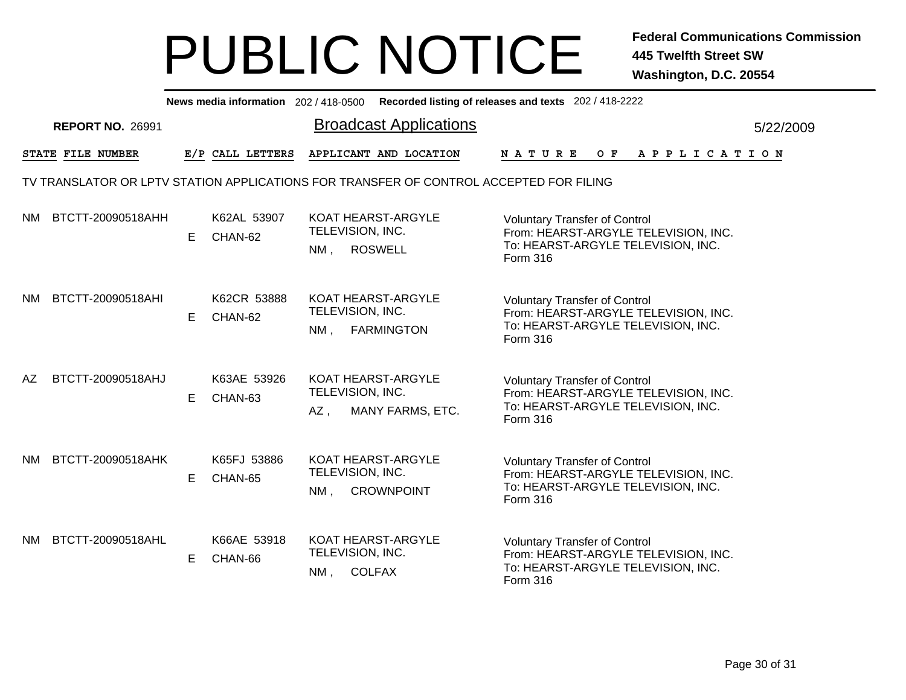# PUBLIC NOTICE

**Federal Communications Commission**
**445 Twelfth Street SW**
**Washington, D.C. 20554**

**News media information** 202 / 418-0500 **Recorded listing of releases and texts** 202 / 418-2222

**REPORT NO.** 26991

## Broadcast Applications

5/22/2009

TV TRANSLATOR OR LPTV STATION APPLICATIONS FOR TRANSFER OF CONTROL ACCEPTED FOR FILING

| STATE | FILE NUMBER | E/P | CALL LETTERS | APPLICANT AND LOCATION | NATURE OF APPLICATION |
|---|---|---|---|---|---|
| NM | BTCTT-20090518AHH | E | K62AL 53907 CHAN-62 | KOAT HEARST-ARGYLE TELEVISION, INC. NM , ROSWELL | Voluntary Transfer of Control From: HEARST-ARGYLE TELEVISION, INC. To: HEARST-ARGYLE TELEVISION, INC. Form 316 |
| NM | BTCTT-20090518AHI | E | K62CR 53888 CHAN-62 | KOAT HEARST-ARGYLE TELEVISION, INC. NM , FARMINGTON | Voluntary Transfer of Control From: HEARST-ARGYLE TELEVISION, INC. To: HEARST-ARGYLE TELEVISION, INC. Form 316 |
| AZ | BTCTT-20090518AHJ | E | K63AE 53926 CHAN-63 | KOAT HEARST-ARGYLE TELEVISION, INC. AZ , MANY FARMS, ETC. | Voluntary Transfer of Control From: HEARST-ARGYLE TELEVISION, INC. To: HEARST-ARGYLE TELEVISION, INC. Form 316 |
| NM | BTCTT-20090518AHK | E | K65FJ 53886 CHAN-65 | KOAT HEARST-ARGYLE TELEVISION, INC. NM , CROWNPOINT | Voluntary Transfer of Control From: HEARST-ARGYLE TELEVISION, INC. To: HEARST-ARGYLE TELEVISION, INC. Form 316 |
| NM | BTCTT-20090518AHL | E | K66AE 53918 CHAN-66 | KOAT HEARST-ARGYLE TELEVISION, INC. NM , COLFAX | Voluntary Transfer of Control From: HEARST-ARGYLE TELEVISION, INC. To: HEARST-ARGYLE TELEVISION, INC. Form 316 |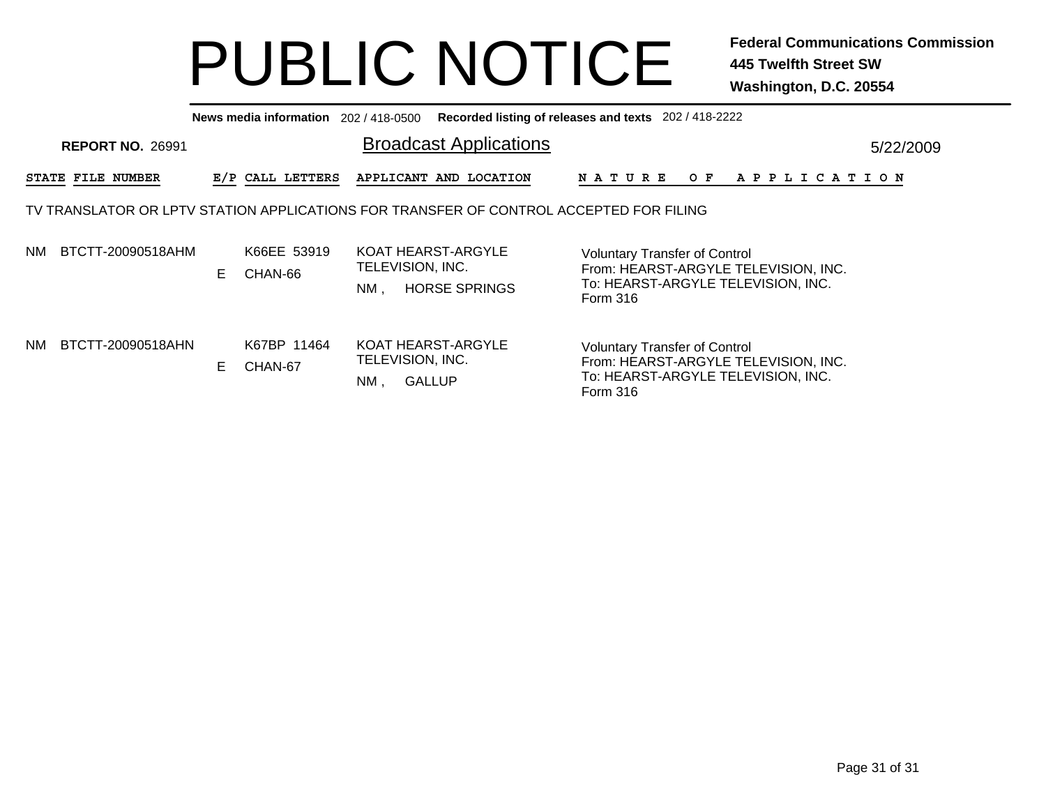# PUBLIC NOTICE

**Federal Communications Commission**
**445 Twelfth Street SW**
**Washington, D.C. 20554**

**News media information** 202 / 418-0500 **Recorded listing of releases and texts** 202 / 418-2222

**REPORT NO.** 26991

## Broadcast Applications

5/22/2009

TV TRANSLATOR OR LPTV STATION APPLICATIONS FOR TRANSFER OF CONTROL ACCEPTED FOR FILING

| STATE | FILE NUMBER | E/P | CALL LETTERS | APPLICANT AND LOCATION | NATURE OF APPLICATION |
|---|---|---|---|---|---|
| NM | BTCTT-20090518AHM | E | K66EE 53919 CHAN-66 | KOAT HEARST-ARGYLE TELEVISION, INC. NM , HORSE SPRINGS | Voluntary Transfer of Control From: HEARST-ARGYLE TELEVISION, INC. To: HEARST-ARGYLE TELEVISION, INC. Form 316 |
| NM | BTCTT-20090518AHN | E | K67BP 11464 CHAN-67 | KOAT HEARST-ARGYLE TELEVISION, INC. NM , GALLUP | Voluntary Transfer of Control From: HEARST-ARGYLE TELEVISION, INC. To: HEARST-ARGYLE TELEVISION, INC. Form 316 |